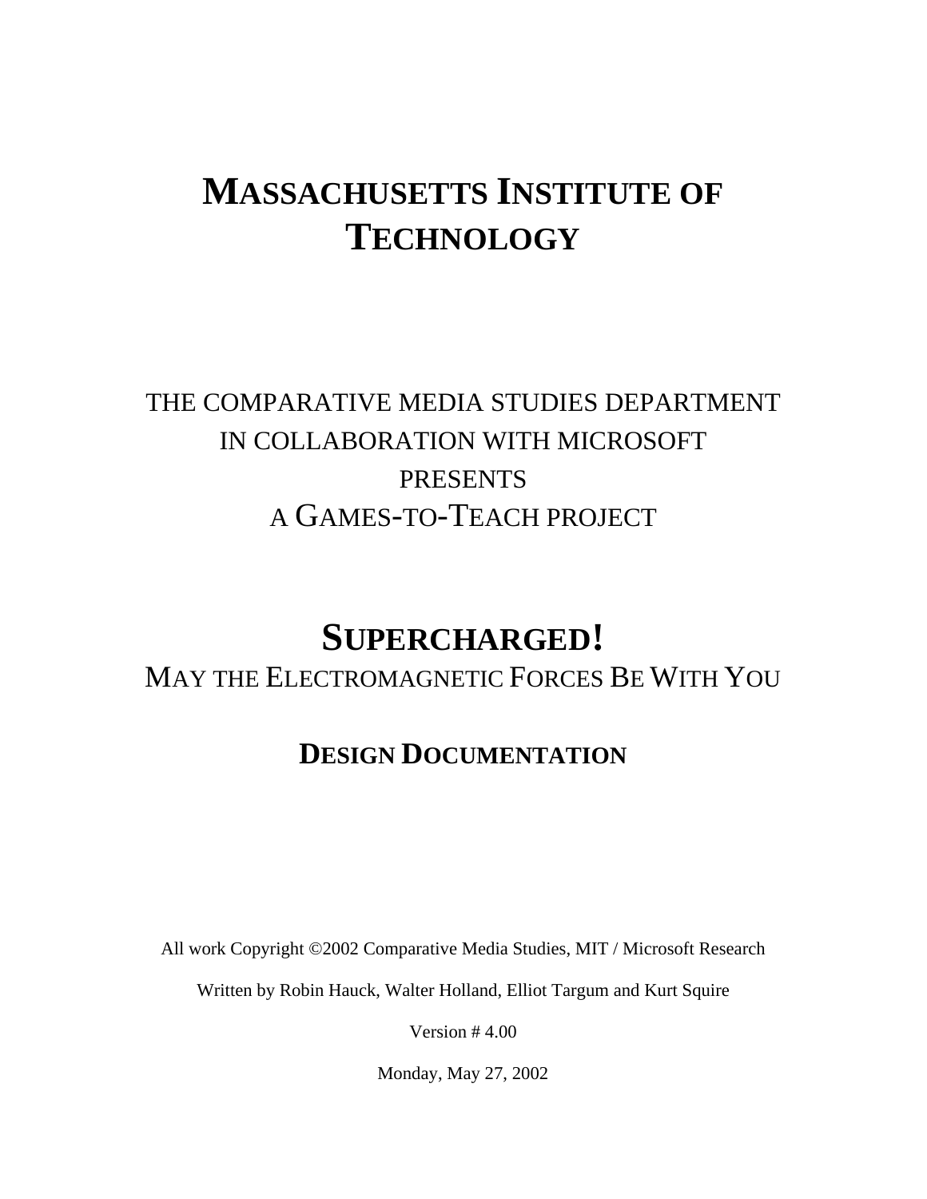# MASSACHUSETTS INSTITUTE OF TECHNOLOGY

THE COMPARATIVE MEDIA STUDIES DEPARTMENT
IN COLLABORATION WITH MICROSOFT
PRESENTS
A GAMES-TO-TEACH PROJECT

# SUPERCHARGED!

MAY THE ELECTROMAGNETIC FORCES BE WITH YOU

## DESIGN DOCUMENTATION

All work Copyright ©2002 Comparative Media Studies, MIT / Microsoft Research

Written by Robin Hauck, Walter Holland, Elliot Targum and Kurt Squire

Version # 4.00

Monday, May 27, 2002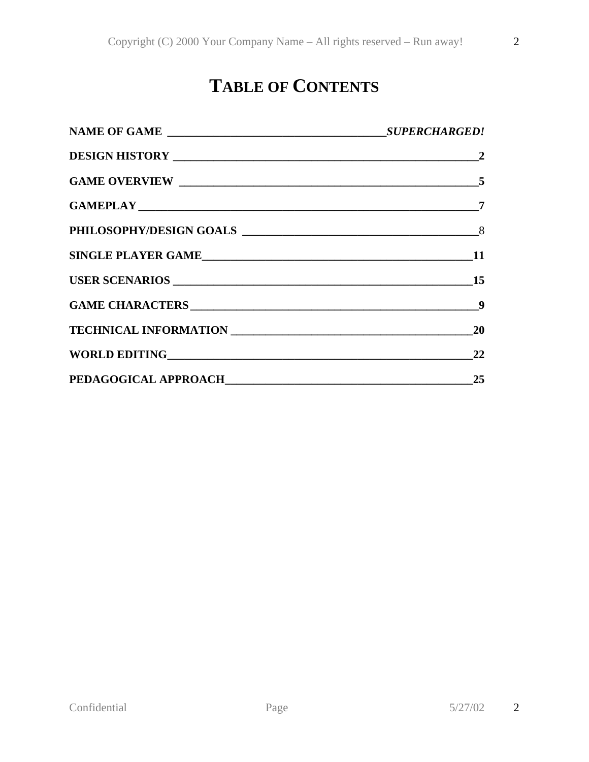# TABLE OF CONTENTS

**NAME OF GAME** ______________________________________ ***SUPERCHARGED!***

**DESIGN HISTORY** ____________________________________________________ **2**

**GAME OVERVIEW** ___________________________________________________ **5**

**GAMEPLAY** _________________________________________________________ **7**

**PHILOSOPHY/DESIGN GOALS** ____________________________________ 8

**SINGLE PLAYER GAME** ______________________________________________ **11**

**USER SCENARIOS** ___________________________________________________ **15**

**GAME CHARACTERS** __________________________________________________ **9**

**TECHNICAL INFORMATION** ____________________________________________ **20**

**WORLD EDITING** _____________________________________________________ **22**

**PEDAGOGICAL APPROACH** _____________________________________________ **25**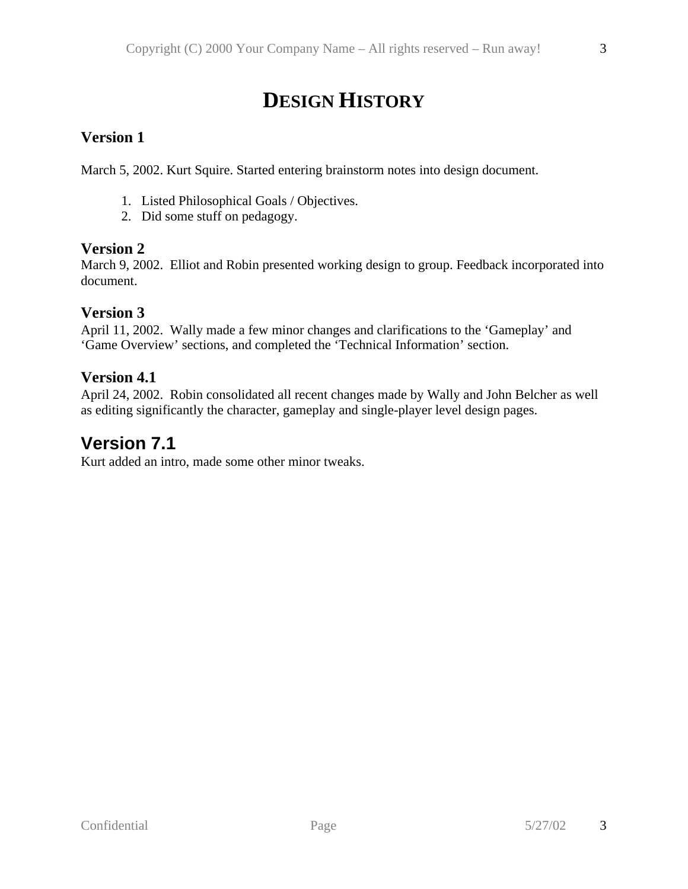# DESIGN HISTORY

## Version 1

March 5, 2002. Kurt Squire. Started entering brainstorm notes into design document.

1. Listed Philosophical Goals / Objectives.
2. Did some stuff on pedagogy.

## Version 2

March 9, 2002. Elliot and Robin presented working design to group. Feedback incorporated into document.

## Version 3

April 11, 2002. Wally made a few minor changes and clarifications to the 'Gameplay' and 'Game Overview' sections, and completed the 'Technical Information' section.

## Version 4.1

April 24, 2002. Robin consolidated all recent changes made by Wally and John Belcher as well as editing significantly the character, gameplay and single-player level design pages.

## Version 7.1

Kurt added an intro, made some other minor tweaks.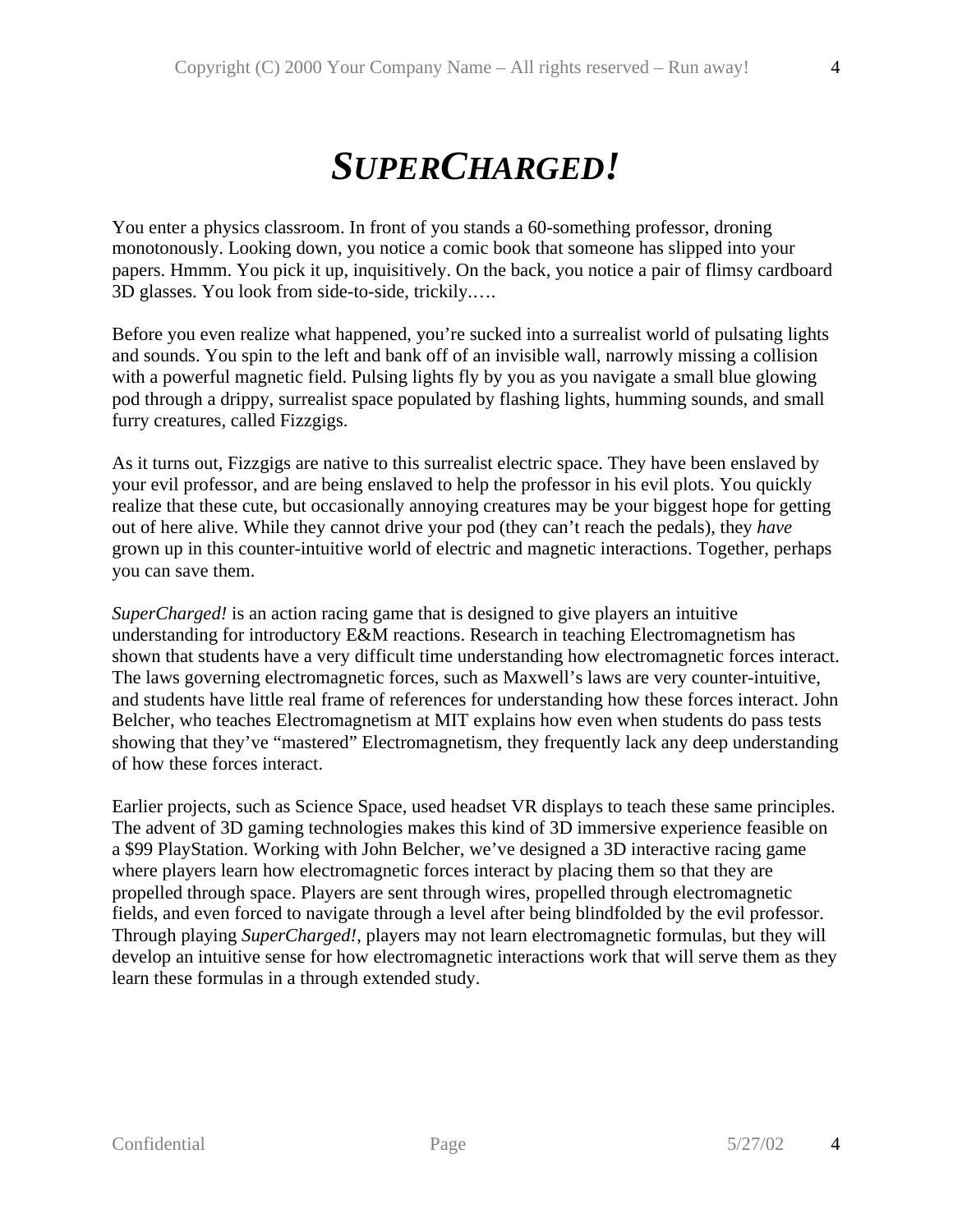# *SUPERCHARGED!*

You enter a physics classroom. In front of you stands a 60-something professor, droning monotonously. Looking down, you notice a comic book that someone has slipped into your papers. Hmmm. You pick it up, inquisitively. On the back, you notice a pair of flimsy cardboard 3D glasses. You look from side-to-side, trickily.….

Before you even realize what happened, you're sucked into a surrealist world of pulsating lights and sounds. You spin to the left and bank off of an invisible wall, narrowly missing a collision with a powerful magnetic field. Pulsing lights fly by you as you navigate a small blue glowing pod through a drippy, surrealist space populated by flashing lights, humming sounds, and small furry creatures, called Fizzgigs.

As it turns out, Fizzgigs are native to this surrealist electric space. They have been enslaved by your evil professor, and are being enslaved to help the professor in his evil plots. You quickly realize that these cute, but occasionally annoying creatures may be your biggest hope for getting out of here alive. While they cannot drive your pod (they can't reach the pedals), they *have* grown up in this counter-intuitive world of electric and magnetic interactions. Together, perhaps you can save them.

*SuperCharged!* is an action racing game that is designed to give players an intuitive understanding for introductory E&M reactions. Research in teaching Electromagnetism has shown that students have a very difficult time understanding how electromagnetic forces interact. The laws governing electromagnetic forces, such as Maxwell's laws are very counter-intuitive, and students have little real frame of references for understanding how these forces interact. John Belcher, who teaches Electromagnetism at MIT explains how even when students do pass tests showing that they've "mastered" Electromagnetism, they frequently lack any deep understanding of how these forces interact.

Earlier projects, such as Science Space, used headset VR displays to teach these same principles. The advent of 3D gaming technologies makes this kind of 3D immersive experience feasible on a $99 PlayStation. Working with John Belcher, we've designed a 3D interactive racing game where players learn how electromagnetic forces interact by placing them so that they are propelled through space. Players are sent through wires, propelled through electromagnetic fields, and even forced to navigate through a level after being blindfolded by the evil professor. Through playing *SuperCharged!*, players may not learn electromagnetic formulas, but they will develop an intuitive sense for how electromagnetic interactions work that will serve them as they learn these formulas in a through extended study.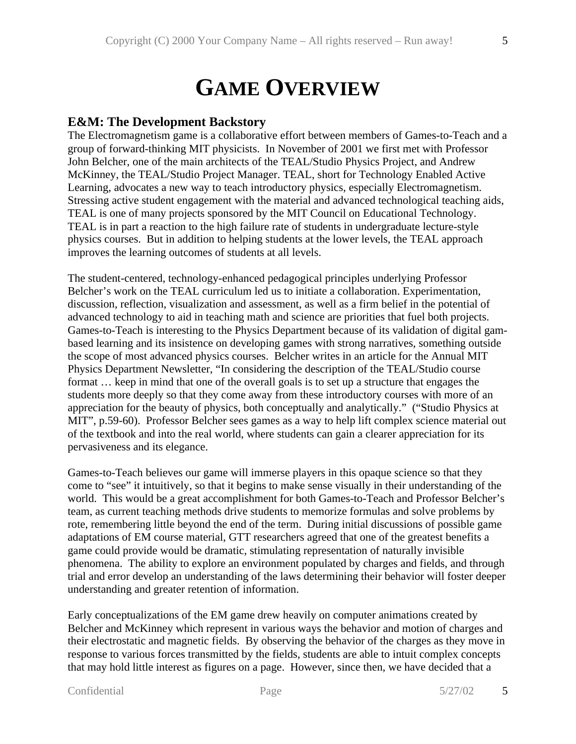# GAME OVERVIEW

## E&M: The Development Backstory

The Electromagnetism game is a collaborative effort between members of Games-to-Teach and a group of forward-thinking MIT physicists. In November of 2001 we first met with Professor John Belcher, one of the main architects of the TEAL/Studio Physics Project, and Andrew McKinney, the TEAL/Studio Project Manager. TEAL, short for Technology Enabled Active Learning, advocates a new way to teach introductory physics, especially Electromagnetism. Stressing active student engagement with the material and advanced technological teaching aids, TEAL is one of many projects sponsored by the MIT Council on Educational Technology. TEAL is in part a reaction to the high failure rate of students in undergraduate lecture-style physics courses. But in addition to helping students at the lower levels, the TEAL approach improves the learning outcomes of students at all levels.

The student-centered, technology-enhanced pedagogical principles underlying Professor Belcher's work on the TEAL curriculum led us to initiate a collaboration. Experimentation, discussion, reflection, visualization and assessment, as well as a firm belief in the potential of advanced technology to aid in teaching math and science are priorities that fuel both projects. Games-to-Teach is interesting to the Physics Department because of its validation of digital gam-based learning and its insistence on developing games with strong narratives, something outside the scope of most advanced physics courses. Belcher writes in an article for the Annual MIT Physics Department Newsletter, "In considering the description of the TEAL/Studio course format … keep in mind that one of the overall goals is to set up a structure that engages the students more deeply so that they come away from these introductory courses with more of an appreciation for the beauty of physics, both conceptually and analytically." ("Studio Physics at MIT", p.59-60). Professor Belcher sees games as a way to help lift complex science material out of the textbook and into the real world, where students can gain a clearer appreciation for its pervasiveness and its elegance.

Games-to-Teach believes our game will immerse players in this opaque science so that they come to "see" it intuitively, so that it begins to make sense visually in their understanding of the world. This would be a great accomplishment for both Games-to-Teach and Professor Belcher's team, as current teaching methods drive students to memorize formulas and solve problems by rote, remembering little beyond the end of the term. During initial discussions of possible game adaptations of EM course material, GTT researchers agreed that one of the greatest benefits a game could provide would be dramatic, stimulating representation of naturally invisible phenomena. The ability to explore an environment populated by charges and fields, and through trial and error develop an understanding of the laws determining their behavior will foster deeper understanding and greater retention of information.

Early conceptualizations of the EM game drew heavily on computer animations created by Belcher and McKinney which represent in various ways the behavior and motion of charges and their electrostatic and magnetic fields. By observing the behavior of the charges as they move in response to various forces transmitted by the fields, students are able to intuit complex concepts that may hold little interest as figures on a page. However, since then, we have decided that a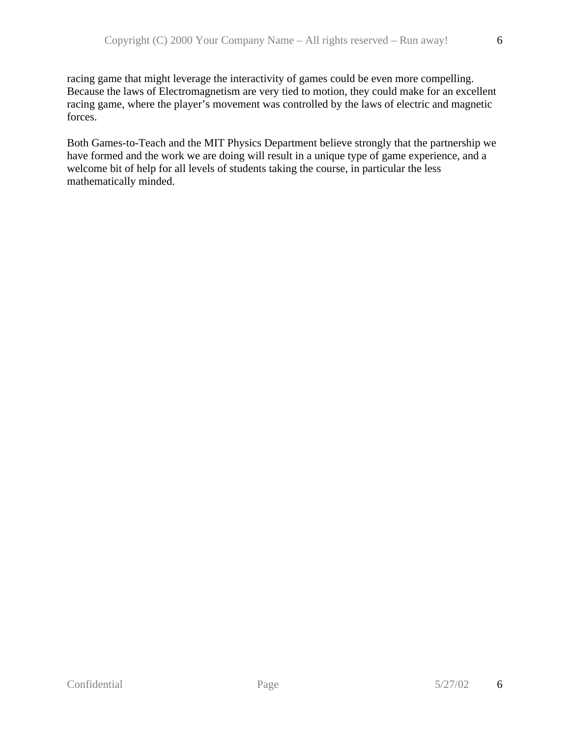racing game that might leverage the interactivity of games could be even more compelling. Because the laws of Electromagnetism are very tied to motion, they could make for an excellent racing game, where the player's movement was controlled by the laws of electric and magnetic forces.

Both Games-to-Teach and the MIT Physics Department believe strongly that the partnership we have formed and the work we are doing will result in a unique type of game experience, and a welcome bit of help for all levels of students taking the course, in particular the less mathematically minded.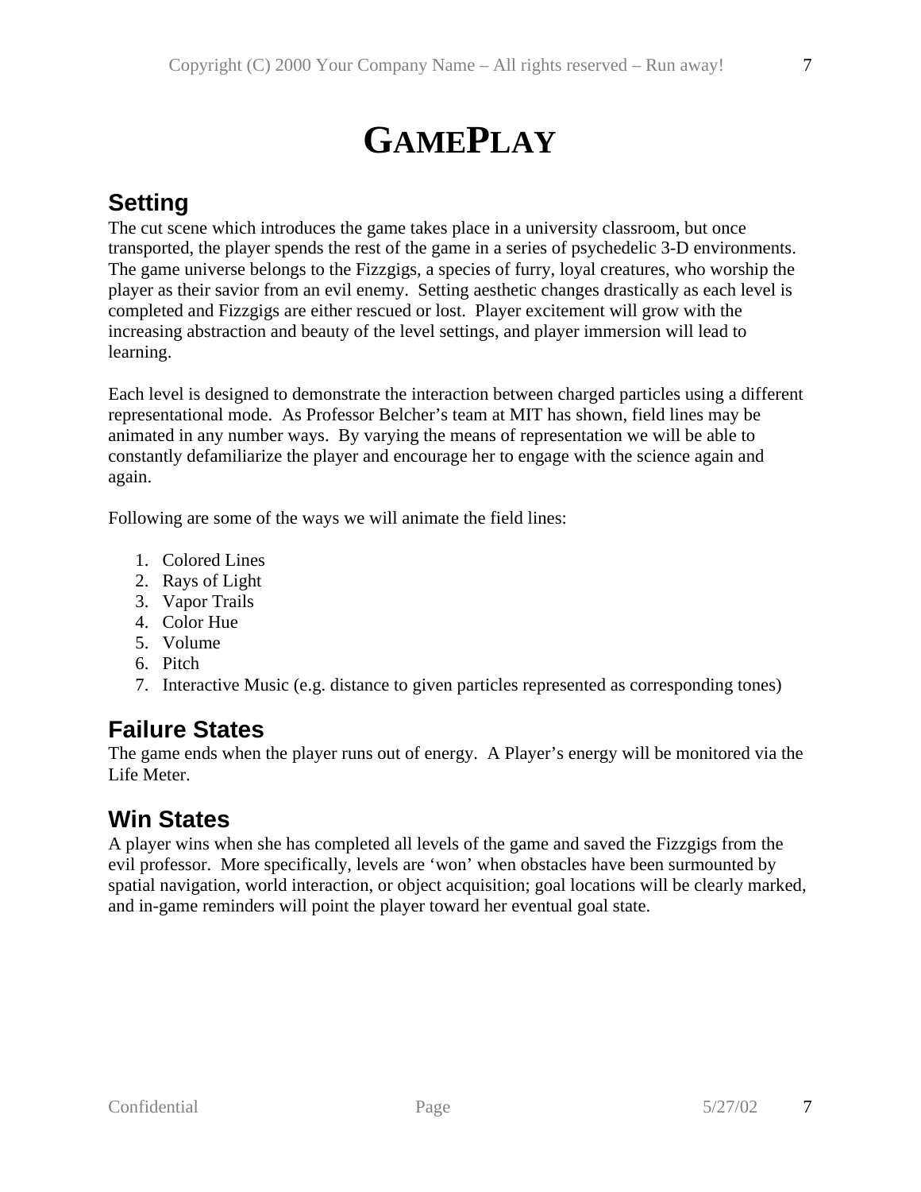# GAMEPLAY

## Setting

The cut scene which introduces the game takes place in a university classroom, but once transported, the player spends the rest of the game in a series of psychedelic 3-D environments. The game universe belongs to the Fizzgigs, a species of furry, loyal creatures, who worship the player as their savior from an evil enemy. Setting aesthetic changes drastically as each level is completed and Fizzgigs are either rescued or lost. Player excitement will grow with the increasing abstraction and beauty of the level settings, and player immersion will lead to learning.

Each level is designed to demonstrate the interaction between charged particles using a different representational mode. As Professor Belcher's team at MIT has shown, field lines may be animated in any number ways. By varying the means of representation we will be able to constantly defamiliarize the player and encourage her to engage with the science again and again.

Following are some of the ways we will animate the field lines:

1. Colored Lines
2. Rays of Light
3. Vapor Trails
4. Color Hue
5. Volume
6. Pitch
7. Interactive Music (e.g. distance to given particles represented as corresponding tones)

## Failure States

The game ends when the player runs out of energy. A Player's energy will be monitored via the Life Meter.

## Win States

A player wins when she has completed all levels of the game and saved the Fizzgigs from the evil professor. More specifically, levels are 'won' when obstacles have been surmounted by spatial navigation, world interaction, or object acquisition; goal locations will be clearly marked, and in-game reminders will point the player toward her eventual goal state.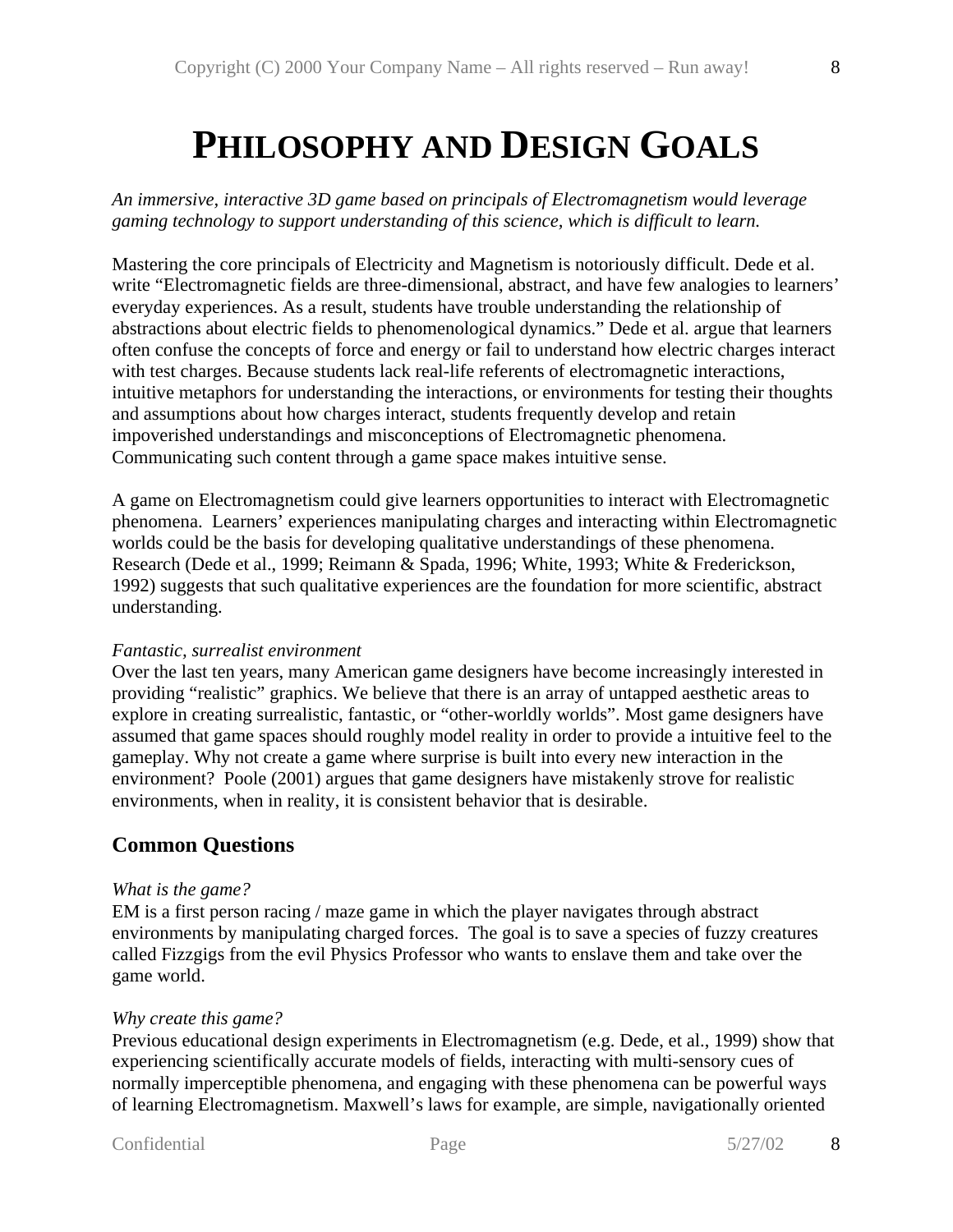# PHILOSOPHY AND DESIGN GOALS

*An immersive, interactive 3D game based on principals of Electromagnetism would leverage gaming technology to support understanding of this science, which is difficult to learn.*

Mastering the core principals of Electricity and Magnetism is notoriously difficult. Dede et al. write "Electromagnetic fields are three-dimensional, abstract, and have few analogies to learners' everyday experiences. As a result, students have trouble understanding the relationship of abstractions about electric fields to phenomenological dynamics." Dede et al. argue that learners often confuse the concepts of force and energy or fail to understand how electric charges interact with test charges. Because students lack real-life referents of electromagnetic interactions, intuitive metaphors for understanding the interactions, or environments for testing their thoughts and assumptions about how charges interact, students frequently develop and retain impoverished understandings and misconceptions of Electromagnetic phenomena. Communicating such content through a game space makes intuitive sense.

A game on Electromagnetism could give learners opportunities to interact with Electromagnetic phenomena. Learners' experiences manipulating charges and interacting within Electromagnetic worlds could be the basis for developing qualitative understandings of these phenomena. Research (Dede et al., 1999; Reimann & Spada, 1996; White, 1993; White & Frederickson, 1992) suggests that such qualitative experiences are the foundation for more scientific, abstract understanding.

*Fantastic, surrealist environment*

Over the last ten years, many American game designers have become increasingly interested in providing "realistic" graphics. We believe that there is an array of untapped aesthetic areas to explore in creating surrealistic, fantastic, or "other-worldly worlds". Most game designers have assumed that game spaces should roughly model reality in order to provide a intuitive feel to the gameplay. Why not create a game where surprise is built into every new interaction in the environment? Poole (2001) argues that game designers have mistakenly strove for realistic environments, when in reality, it is consistent behavior that is desirable.

## Common Questions

*What is the game?*

EM is a first person racing / maze game in which the player navigates through abstract environments by manipulating charged forces. The goal is to save a species of fuzzy creatures called Fizzgigs from the evil Physics Professor who wants to enslave them and take over the game world.

*Why create this game?*

Previous educational design experiments in Electromagnetism (e.g. Dede, et al., 1999) show that experiencing scientifically accurate models of fields, interacting with multi-sensory cues of normally imperceptible phenomena, and engaging with these phenomena can be powerful ways of learning Electromagnetism. Maxwell's laws for example, are simple, navigationally oriented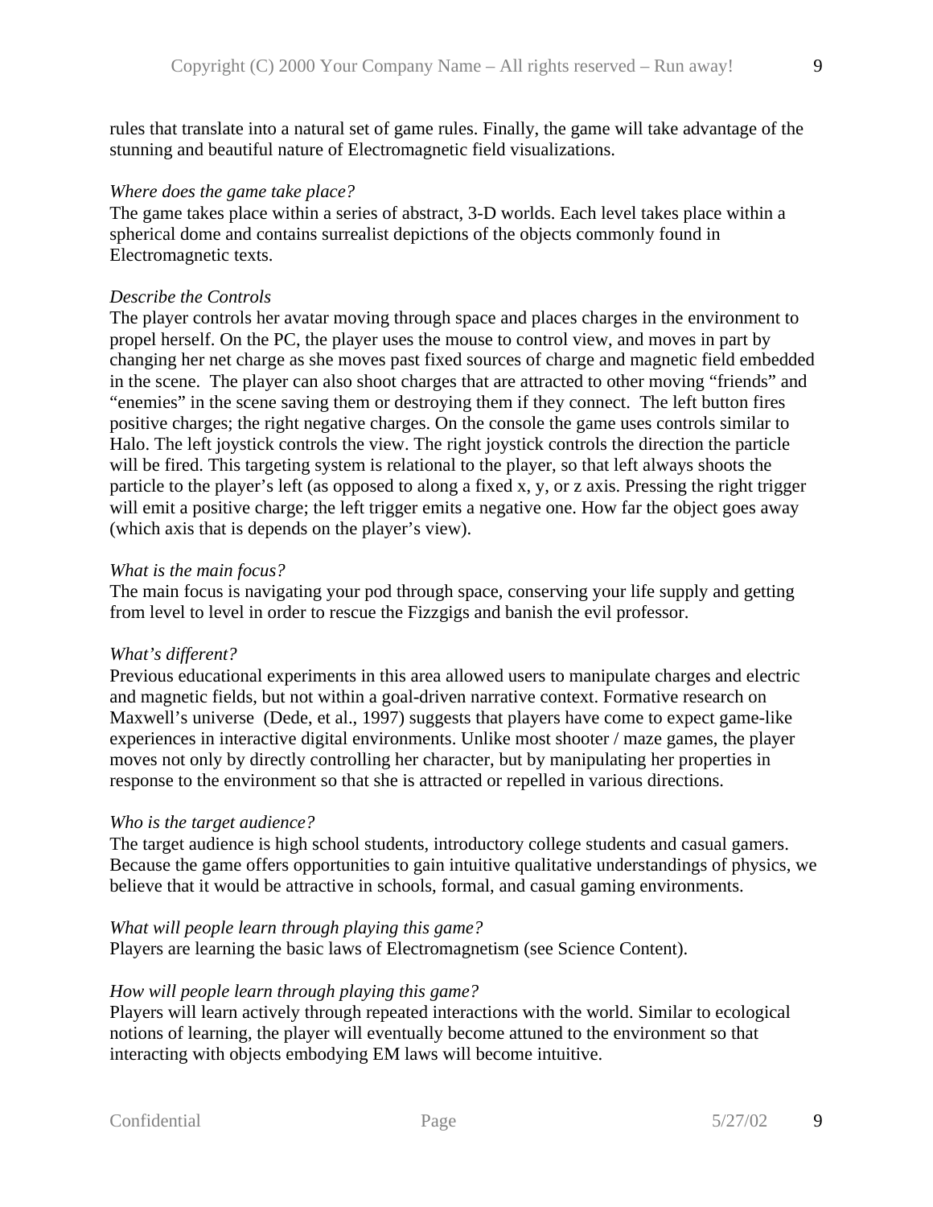rules that translate into a natural set of game rules. Finally, the game will take advantage of the stunning and beautiful nature of Electromagnetic field visualizations.

*Where does the game take place?*
The game takes place within a series of abstract, 3-D worlds. Each level takes place within a spherical dome and contains surrealist depictions of the objects commonly found in Electromagnetic texts.

*Describe the Controls*
The player controls her avatar moving through space and places charges in the environment to propel herself. On the PC, the player uses the mouse to control view, and moves in part by changing her net charge as she moves past fixed sources of charge and magnetic field embedded in the scene. The player can also shoot charges that are attracted to other moving "friends" and "enemies" in the scene saving them or destroying them if they connect. The left button fires positive charges; the right negative charges. On the console the game uses controls similar to Halo. The left joystick controls the view. The right joystick controls the direction the particle will be fired. This targeting system is relational to the player, so that left always shoots the particle to the player's left (as opposed to along a fixed x, y, or z axis. Pressing the right trigger will emit a positive charge; the left trigger emits a negative one. How far the object goes away (which axis that is depends on the player's view).

*What is the main focus?*
The main focus is navigating your pod through space, conserving your life supply and getting from level to level in order to rescue the Fizzgigs and banish the evil professor.

*What's different?*
Previous educational experiments in this area allowed users to manipulate charges and electric and magnetic fields, but not within a goal-driven narrative context. Formative research on Maxwell's universe (Dede, et al., 1997) suggests that players have come to expect game-like experiences in interactive digital environments. Unlike most shooter / maze games, the player moves not only by directly controlling her character, but by manipulating her properties in response to the environment so that she is attracted or repelled in various directions.

*Who is the target audience?*
The target audience is high school students, introductory college students and casual gamers. Because the game offers opportunities to gain intuitive qualitative understandings of physics, we believe that it would be attractive in schools, formal, and casual gaming environments.

*What will people learn through playing this game?*
Players are learning the basic laws of Electromagnetism (see Science Content).

*How will people learn through playing this game?*
Players will learn actively through repeated interactions with the world. Similar to ecological notions of learning, the player will eventually become attuned to the environment so that interacting with objects embodying EM laws will become intuitive.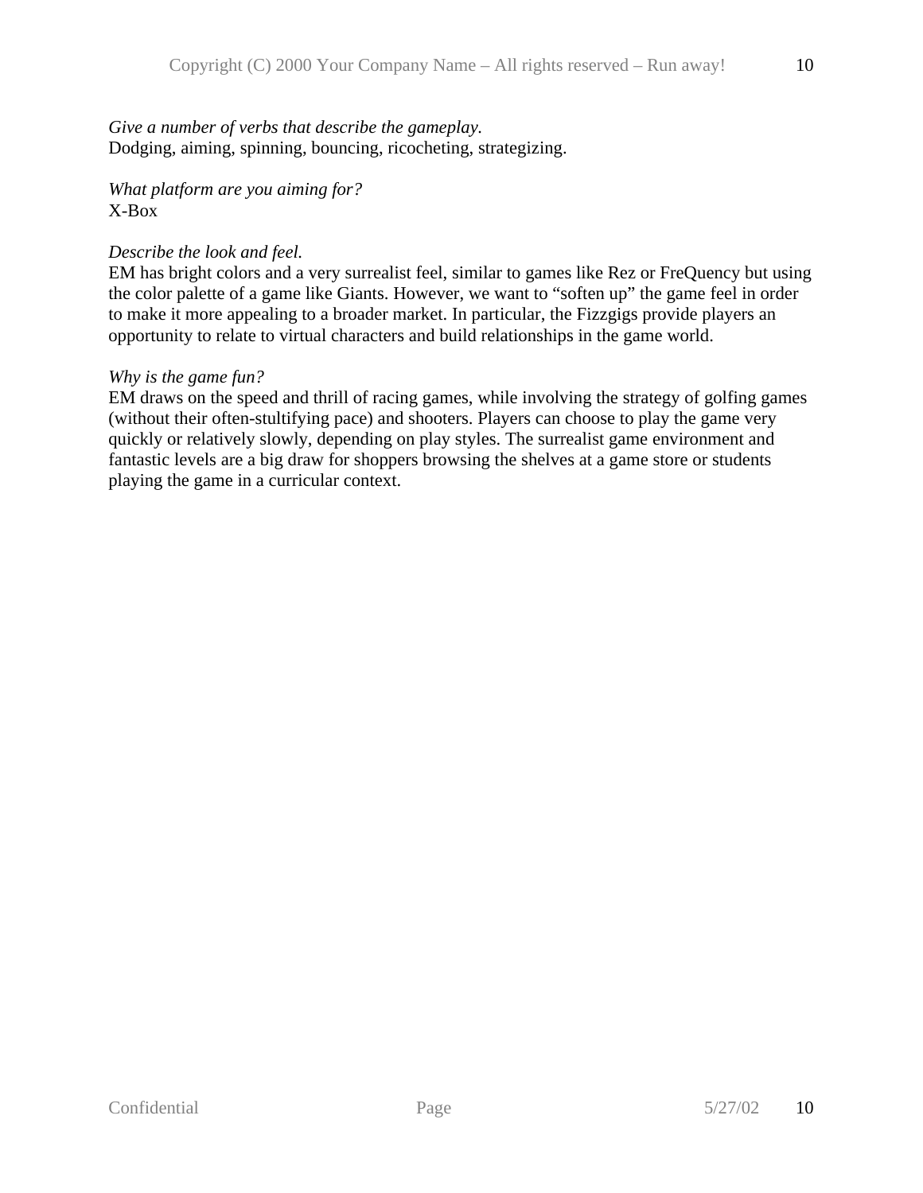*Give a number of verbs that describe the gameplay.*
Dodging, aiming, spinning, bouncing, ricocheting, strategizing.

*What platform are you aiming for?*
X-Box

*Describe the look and feel.*
EM has bright colors and a very surrealist feel, similar to games like Rez or FreQuency but using the color palette of a game like Giants. However, we want to "soften up" the game feel in order to make it more appealing to a broader market. In particular, the Fizzgigs provide players an opportunity to relate to virtual characters and build relationships in the game world.

*Why is the game fun?*
EM draws on the speed and thrill of racing games, while involving the strategy of golfing games (without their often-stultifying pace) and shooters. Players can choose to play the game very quickly or relatively slowly, depending on play styles. The surrealist game environment and fantastic levels are a big draw for shoppers browsing the shelves at a game store or students playing the game in a curricular context.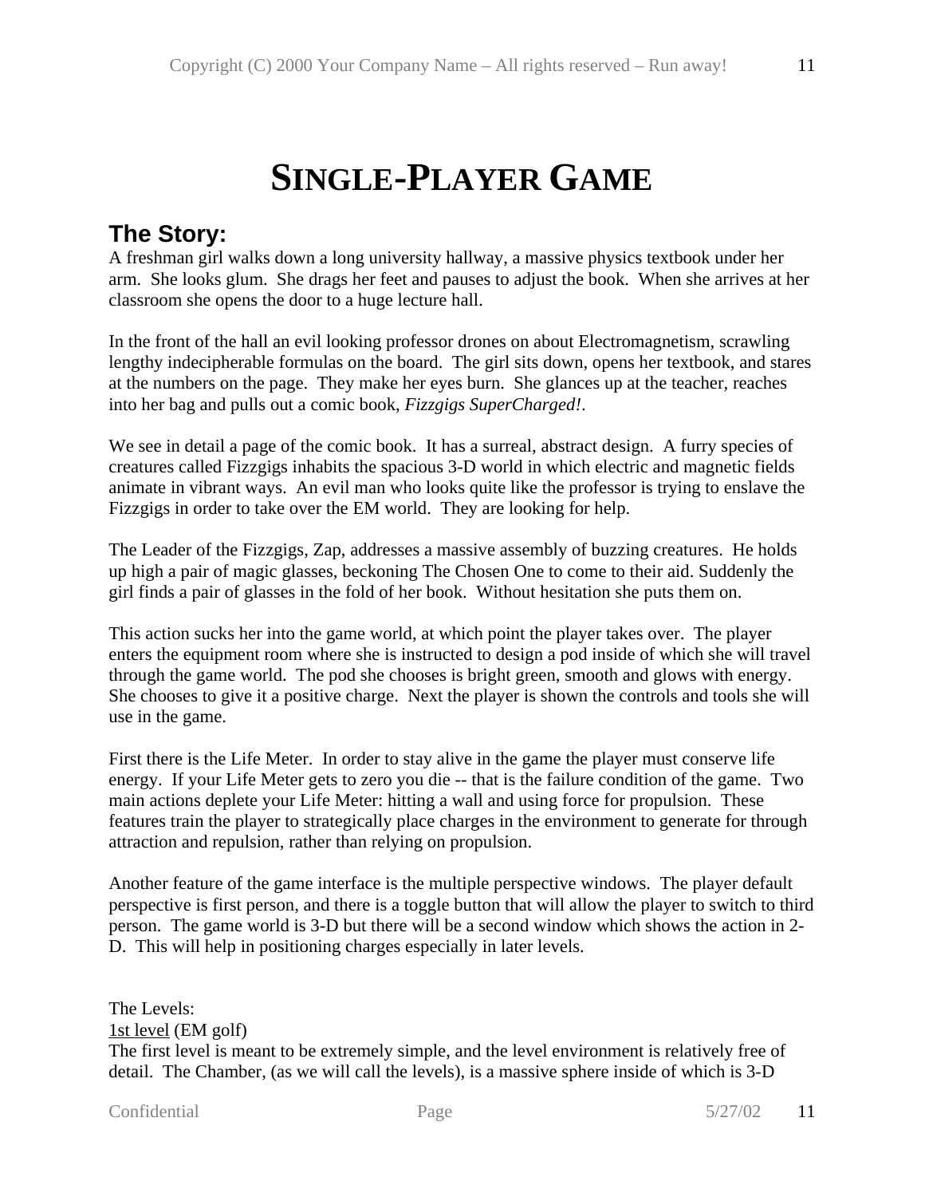# SINGLE-PLAYER GAME

## The Story:

A freshman girl walks down a long university hallway, a massive physics textbook under her arm. She looks glum. She drags her feet and pauses to adjust the book. When she arrives at her classroom she opens the door to a huge lecture hall.

In the front of the hall an evil looking professor drones on about Electromagnetism, scrawling lengthy indecipherable formulas on the board. The girl sits down, opens her textbook, and stares at the numbers on the page. They make her eyes burn. She glances up at the teacher, reaches into her bag and pulls out a comic book, *Fizzgigs SuperCharged!*.

We see in detail a page of the comic book. It has a surreal, abstract design. A furry species of creatures called Fizzgigs inhabits the spacious 3-D world in which electric and magnetic fields animate in vibrant ways. An evil man who looks quite like the professor is trying to enslave the Fizzgigs in order to take over the EM world. They are looking for help.

The Leader of the Fizzgigs, Zap, addresses a massive assembly of buzzing creatures. He holds up high a pair of magic glasses, beckoning The Chosen One to come to their aid. Suddenly the girl finds a pair of glasses in the fold of her book. Without hesitation she puts them on.

This action sucks her into the game world, at which point the player takes over. The player enters the equipment room where she is instructed to design a pod inside of which she will travel through the game world. The pod she chooses is bright green, smooth and glows with energy. She chooses to give it a positive charge. Next the player is shown the controls and tools she will use in the game.

First there is the Life Meter. In order to stay alive in the game the player must conserve life energy. If your Life Meter gets to zero you die -- that is the failure condition of the game. Two main actions deplete your Life Meter: hitting a wall and using force for propulsion. These features train the player to strategically place charges in the environment to generate for through attraction and repulsion, rather than relying on propulsion.

Another feature of the game interface is the multiple perspective windows. The player default perspective is first person, and there is a toggle button that will allow the player to switch to third person. The game world is 3-D but there will be a second window which shows the action in 2-D. This will help in positioning charges especially in later levels.

The Levels:

<u>1st level</u> (EM golf)

The first level is meant to be extremely simple, and the level environment is relatively free of detail. The Chamber, (as we will call the levels), is a massive sphere inside of which is 3-D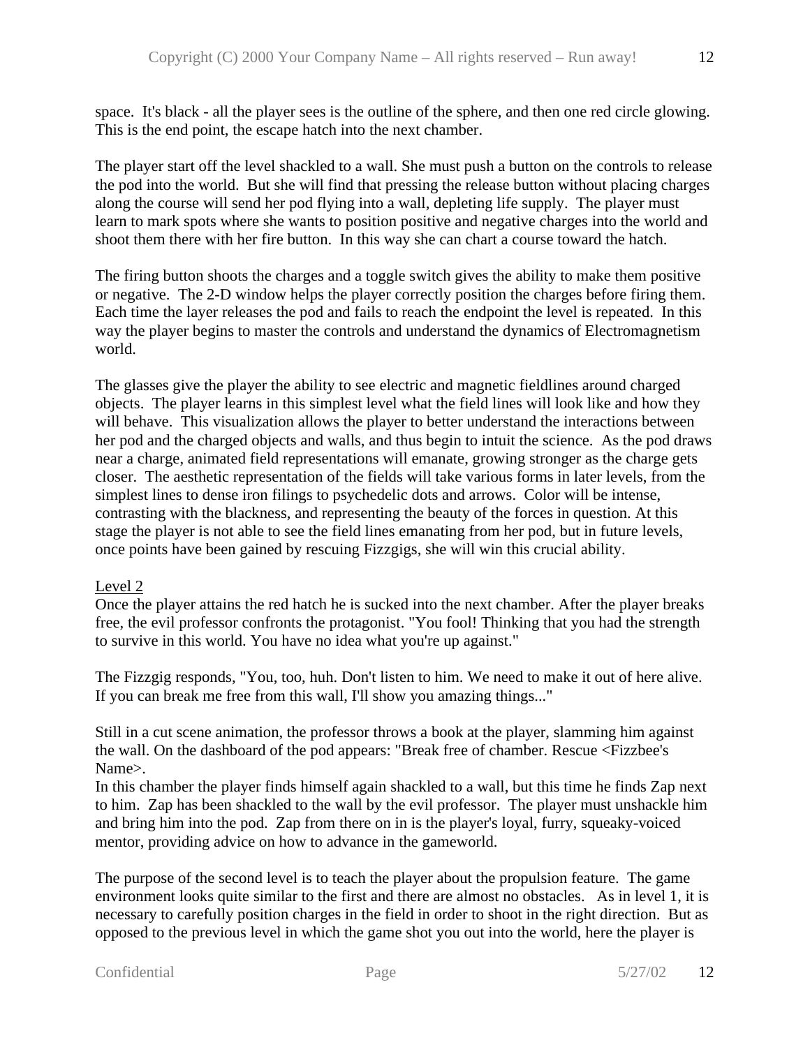space.  It's black - all the player sees is the outline of the sphere, and then one red circle glowing. This is the end point, the escape hatch into the next chamber.

The player start off the level shackled to a wall. She must push a button on the controls to release the pod into the world.  But she will find that pressing the release button without placing charges along the course will send her pod flying into a wall, depleting life supply.  The player must learn to mark spots where she wants to position positive and negative charges into the world and shoot them there with her fire button.  In this way she can chart a course toward the hatch.

The firing button shoots the charges and a toggle switch gives the ability to make them positive or negative.  The 2-D window helps the player correctly position the charges before firing them.  Each time the layer releases the pod and fails to reach the endpoint the level is repeated.  In this way the player begins to master the controls and understand the dynamics of Electromagnetism world.

The glasses give the player the ability to see electric and magnetic fieldlines around charged objects.  The player learns in this simplest level what the field lines will look like and how they will behave.  This visualization allows the player to better understand the interactions between her pod and the charged objects and walls, and thus begin to intuit the science.  As the pod draws near a charge, animated field representations will emanate, growing stronger as the charge gets closer.  The aesthetic representation of the fields will take various forms in later levels, from the simplest lines to dense iron filings to psychedelic dots and arrows.  Color will be intense, contrasting with the blackness, and representing the beauty of the forces in question. At this stage the player is not able to see the field lines emanating from her pod, but in future levels, once points have been gained by rescuing Fizzgigs, she will win this crucial ability.

Level 2

Once the player attains the red hatch he is sucked into the next chamber. After the player breaks free, the evil professor confronts the protagonist. "You fool! Thinking that you had the strength to survive in this world. You have no idea what you're up against."

The Fizzgig responds, "You, too, huh. Don't listen to him. We need to make it out of here alive. If you can break me free from this wall, I'll show you amazing things..."

Still in a cut scene animation, the professor throws a book at the player, slamming him against the wall. On the dashboard of the pod appears: "Break free of chamber. Rescue <Fizzbee's Name>.

In this chamber the player finds himself again shackled to a wall, but this time he finds Zap next to him.  Zap has been shackled to the wall by the evil professor.  The player must unshackle him and bring him into the pod.  Zap from there on in is the player's loyal, furry, squeaky-voiced mentor, providing advice on how to advance in the gameworld.

The purpose of the second level is to teach the player about the propulsion feature.  The game environment looks quite similar to the first and there are almost no obstacles.   As in level 1, it is necessary to carefully position charges in the field in order to shoot in the right direction.  But as opposed to the previous level in which the game shot you out into the world, here the player is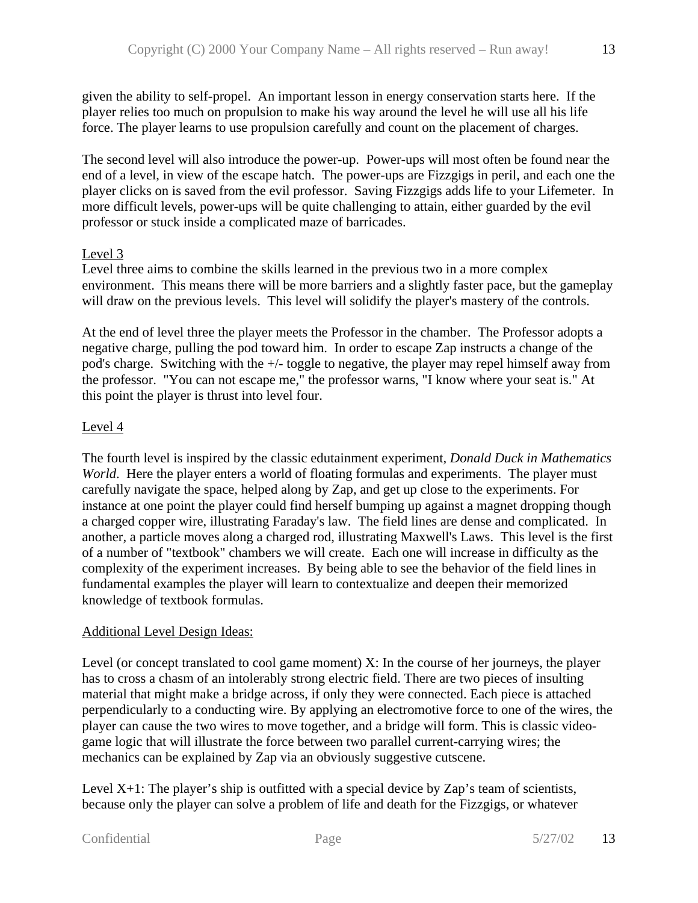given the ability to self-propel. An important lesson in energy conservation starts here. If the player relies too much on propulsion to make his way around the level he will use all his life force. The player learns to use propulsion carefully and count on the placement of charges.

The second level will also introduce the power-up. Power-ups will most often be found near the end of a level, in view of the escape hatch. The power-ups are Fizzgigs in peril, and each one the player clicks on is saved from the evil professor. Saving Fizzgigs adds life to your Lifemeter. In more difficult levels, power-ups will be quite challenging to attain, either guarded by the evil professor or stuck inside a complicated maze of barricades.

<u>Level 3</u>

Level three aims to combine the skills learned in the previous two in a more complex environment. This means there will be more barriers and a slightly faster pace, but the gameplay will draw on the previous levels. This level will solidify the player's mastery of the controls.

At the end of level three the player meets the Professor in the chamber. The Professor adopts a negative charge, pulling the pod toward him. In order to escape Zap instructs a change of the pod's charge. Switching with the +/- toggle to negative, the player may repel himself away from the professor. "You can not escape me," the professor warns, "I know where your seat is." At this point the player is thrust into level four.

<u>Level 4</u>

The fourth level is inspired by the classic edutainment experiment, *Donald Duck in Mathematics World*. Here the player enters a world of floating formulas and experiments. The player must carefully navigate the space, helped along by Zap, and get up close to the experiments. For instance at one point the player could find herself bumping up against a magnet dropping though a charged copper wire, illustrating Faraday's law. The field lines are dense and complicated. In another, a particle moves along a charged rod, illustrating Maxwell's Laws. This level is the first of a number of "textbook" chambers we will create. Each one will increase in difficulty as the complexity of the experiment increases. By being able to see the behavior of the field lines in fundamental examples the player will learn to contextualize and deepen their memorized knowledge of textbook formulas.

<u>Additional Level Design Ideas:</u>

Level (or concept translated to cool game moment) X: In the course of her journeys, the player has to cross a chasm of an intolerably strong electric field. There are two pieces of insulting material that might make a bridge across, if only they were connected. Each piece is attached perpendicularly to a conducting wire. By applying an electromotive force to one of the wires, the player can cause the two wires to move together, and a bridge will form. This is classic video-game logic that will illustrate the force between two parallel current-carrying wires; the mechanics can be explained by Zap via an obviously suggestive cutscene.

Level X+1: The player's ship is outfitted with a special device by Zap's team of scientists, because only the player can solve a problem of life and death for the Fizzgigs, or whatever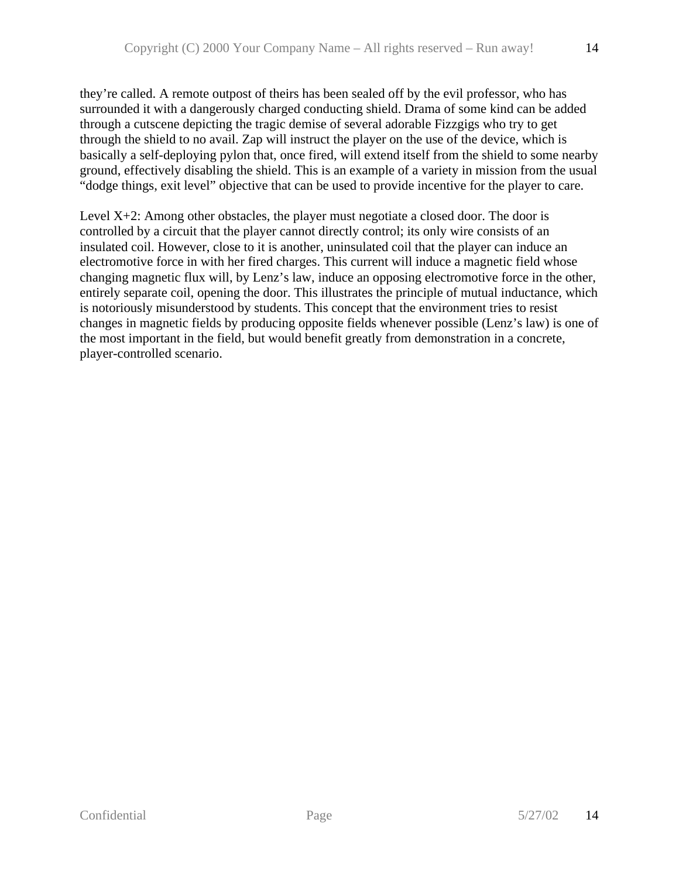they’re called. A remote outpost of theirs has been sealed off by the evil professor, who has surrounded it with a dangerously charged conducting shield. Drama of some kind can be added through a cutscene depicting the tragic demise of several adorable Fizzgigs who try to get through the shield to no avail. Zap will instruct the player on the use of the device, which is basically a self-deploying pylon that, once fired, will extend itself from the shield to some nearby ground, effectively disabling the shield. This is an example of a variety in mission from the usual “dodge things, exit level” objective that can be used to provide incentive for the player to care.

Level X+2: Among other obstacles, the player must negotiate a closed door. The door is controlled by a circuit that the player cannot directly control; its only wire consists of an insulated coil. However, close to it is another, uninsulated coil that the player can induce an electromotive force in with her fired charges. This current will induce a magnetic field whose changing magnetic flux will, by Lenz’s law, induce an opposing electromotive force in the other, entirely separate coil, opening the door. This illustrates the principle of mutual inductance, which is notoriously misunderstood by students. This concept that the environment tries to resist changes in magnetic fields by producing opposite fields whenever possible (Lenz’s law) is one of the most important in the field, but would benefit greatly from demonstration in a concrete, player-controlled scenario.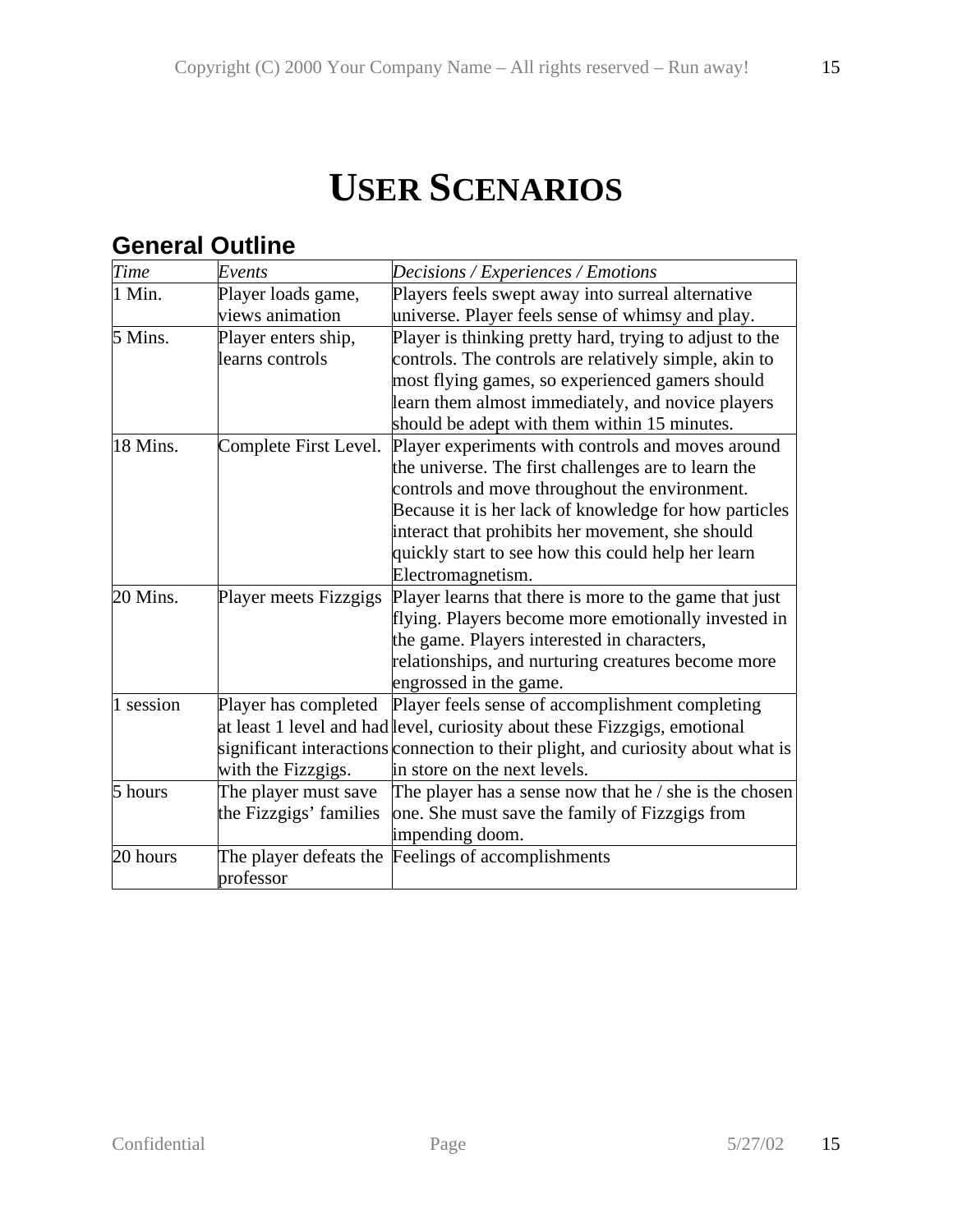# USER SCENARIOS

## General Outline

| *Time* | *Events* | *Decisions / Experiences / Emotions* |
|---|---|---|
| 1 Min. | Player loads game, views animation | Players feels swept away into surreal alternative universe. Player feels sense of whimsy and play. |
| 5 Mins. | Player enters ship, learns controls | Player is thinking pretty hard, trying to adjust to the controls. The controls are relatively simple, akin to most flying games, so experienced gamers should learn them almost immediately, and novice players should be adept with them within 15 minutes. |
| 18 Mins. | Complete First Level. | Player experiments with controls and moves around the universe. The first challenges are to learn the controls and move throughout the environment. Because it is her lack of knowledge for how particles interact that prohibits her movement, she should quickly start to see how this could help her learn Electromagnetism. |
| 20 Mins. | Player meets Fizzgigs | Player learns that there is more to the game that just flying. Players become more emotionally invested in the game. Players interested in characters, relationships, and nurturing creatures become more engrossed in the game. |
| 1 session | Player has completed at least 1 level and had significant interactions with the Fizzgigs. | Player feels sense of accomplishment completing level, curiosity about these Fizzgigs, emotional connection to their plight, and curiosity about what is in store on the next levels. |
| 5 hours | The player must save the Fizzgigs' families | The player has a sense now that he / she is the chosen one. She must save the family of Fizzgigs from impending doom. |
| 20 hours | The player defeats the professor | Feelings of accomplishments |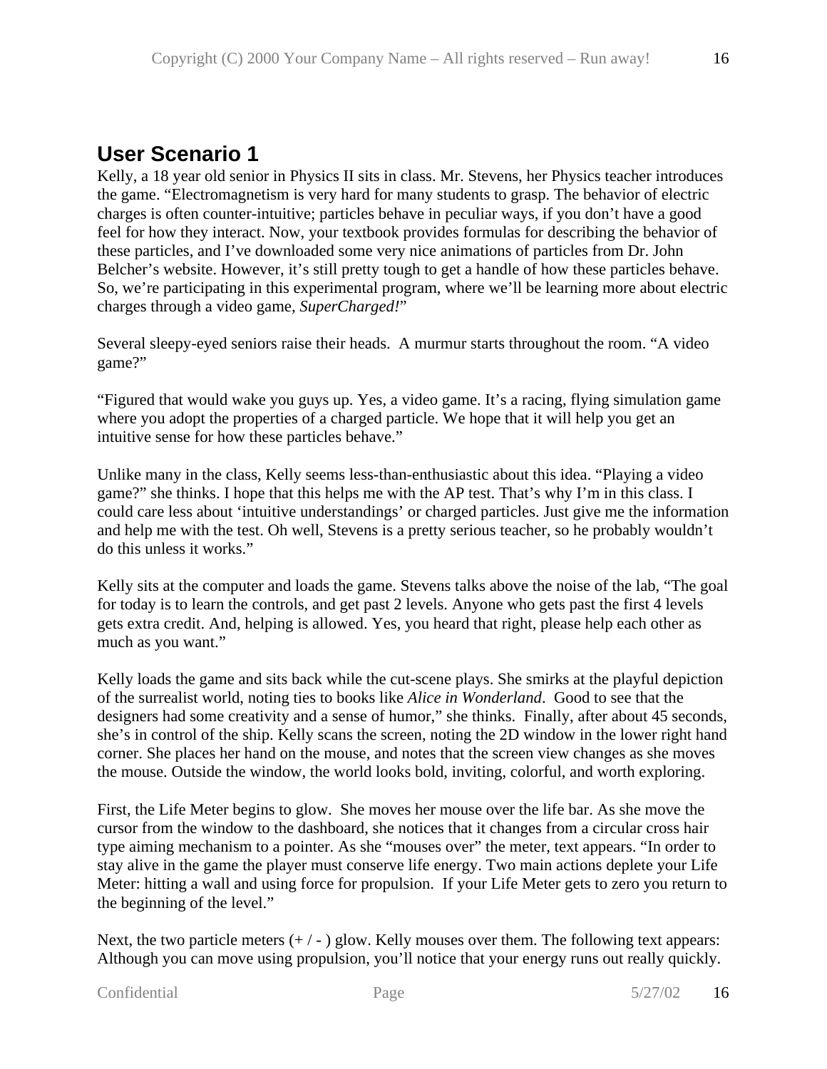## User Scenario 1

Kelly, a 18 year old senior in Physics II sits in class. Mr. Stevens, her Physics teacher introduces the game. “Electromagnetism is very hard for many students to grasp. The behavior of electric charges is often counter-intuitive; particles behave in peculiar ways, if you don’t have a good feel for how they interact. Now, your textbook provides formulas for describing the behavior of these particles, and I’ve downloaded some very nice animations of particles from Dr. John Belcher’s website. However, it’s still pretty tough to get a handle of how these particles behave. So, we’re participating in this experimental program, where we’ll be learning more about electric charges through a video game, *SuperCharged!*”

Several sleepy-eyed seniors raise their heads. A murmur starts throughout the room. “A video game?”

“Figured that would wake you guys up. Yes, a video game. It’s a racing, flying simulation game where you adopt the properties of a charged particle. We hope that it will help you get an intuitive sense for how these particles behave.”

Unlike many in the class, Kelly seems less-than-enthusiastic about this idea. “Playing a video game?” she thinks. I hope that this helps me with the AP test. That’s why I’m in this class. I could care less about ‘intuitive understandings’ or charged particles. Just give me the information and help me with the test. Oh well, Stevens is a pretty serious teacher, so he probably wouldn’t do this unless it works.”

Kelly sits at the computer and loads the game. Stevens talks above the noise of the lab, “The goal for today is to learn the controls, and get past 2 levels. Anyone who gets past the first 4 levels gets extra credit. And, helping is allowed. Yes, you heard that right, please help each other as much as you want.”

Kelly loads the game and sits back while the cut-scene plays. She smirks at the playful depiction of the surrealist world, noting ties to books like *Alice in Wonderland*. Good to see that the designers had some creativity and a sense of humor,” she thinks. Finally, after about 45 seconds, she’s in control of the ship. Kelly scans the screen, noting the 2D window in the lower right hand corner. She places her hand on the mouse, and notes that the screen view changes as she moves the mouse. Outside the window, the world looks bold, inviting, colorful, and worth exploring.

First, the Life Meter begins to glow. She moves her mouse over the life bar. As she move the cursor from the window to the dashboard, she notices that it changes from a circular cross hair type aiming mechanism to a pointer. As she “mouses over” the meter, text appears. “In order to stay alive in the game the player must conserve life energy. Two main actions deplete your Life Meter: hitting a wall and using force for propulsion. If your Life Meter gets to zero you return to the beginning of the level.”

Next, the two particle meters (+ / - ) glow. Kelly mouses over them. The following text appears: Although you can move using propulsion, you’ll notice that your energy runs out really quickly.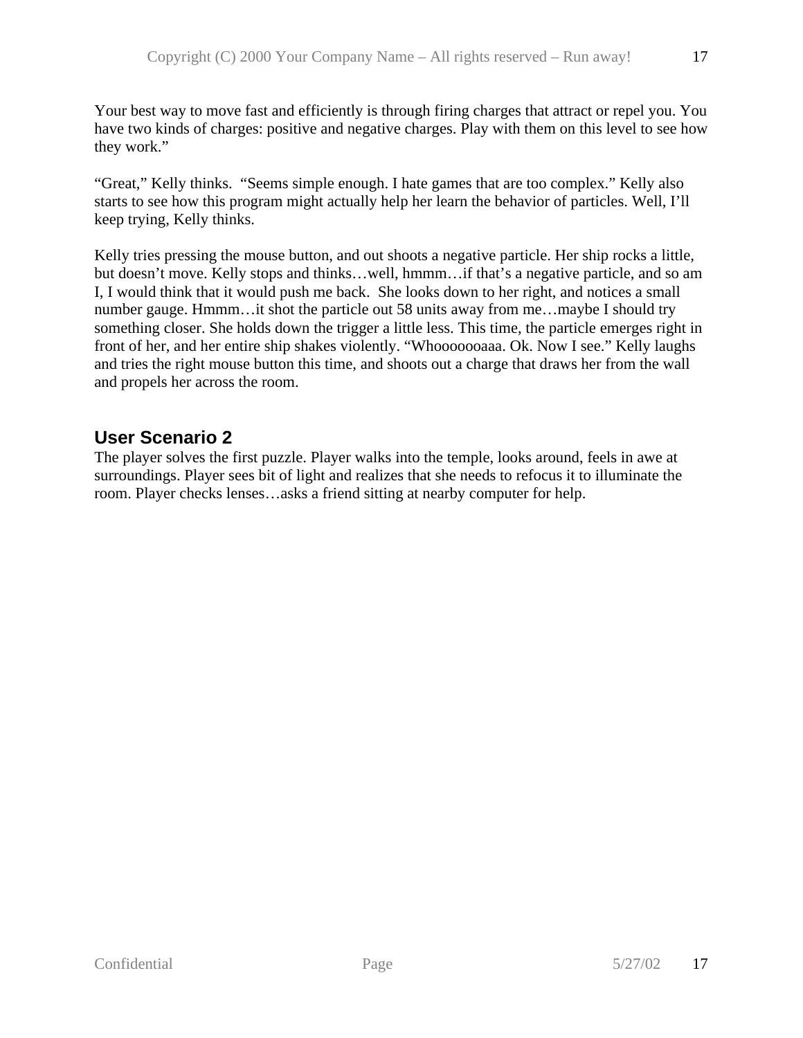Your best way to move fast and efficiently is through firing charges that attract or repel you. You have two kinds of charges: positive and negative charges. Play with them on this level to see how they work."

"Great," Kelly thinks. "Seems simple enough. I hate games that are too complex." Kelly also starts to see how this program might actually help her learn the behavior of particles. Well, I'll keep trying, Kelly thinks.

Kelly tries pressing the mouse button, and out shoots a negative particle. Her ship rocks a little, but doesn't move. Kelly stops and thinks…well, hmmm…if that's a negative particle, and so am I, I would think that it would push me back. She looks down to her right, and notices a small number gauge. Hmmm…it shot the particle out 58 units away from me…maybe I should try something closer. She holds down the trigger a little less. This time, the particle emerges right in front of her, and her entire ship shakes violently. "Whoooooaaa. Ok. Now I see." Kelly laughs and tries the right mouse button this time, and shoots out a charge that draws her from the wall and propels her across the room.

## User Scenario 2

The player solves the first puzzle. Player walks into the temple, looks around, feels in awe at surroundings. Player sees bit of light and realizes that she needs to refocus it to illuminate the room. Player checks lenses…asks a friend sitting at nearby computer for help.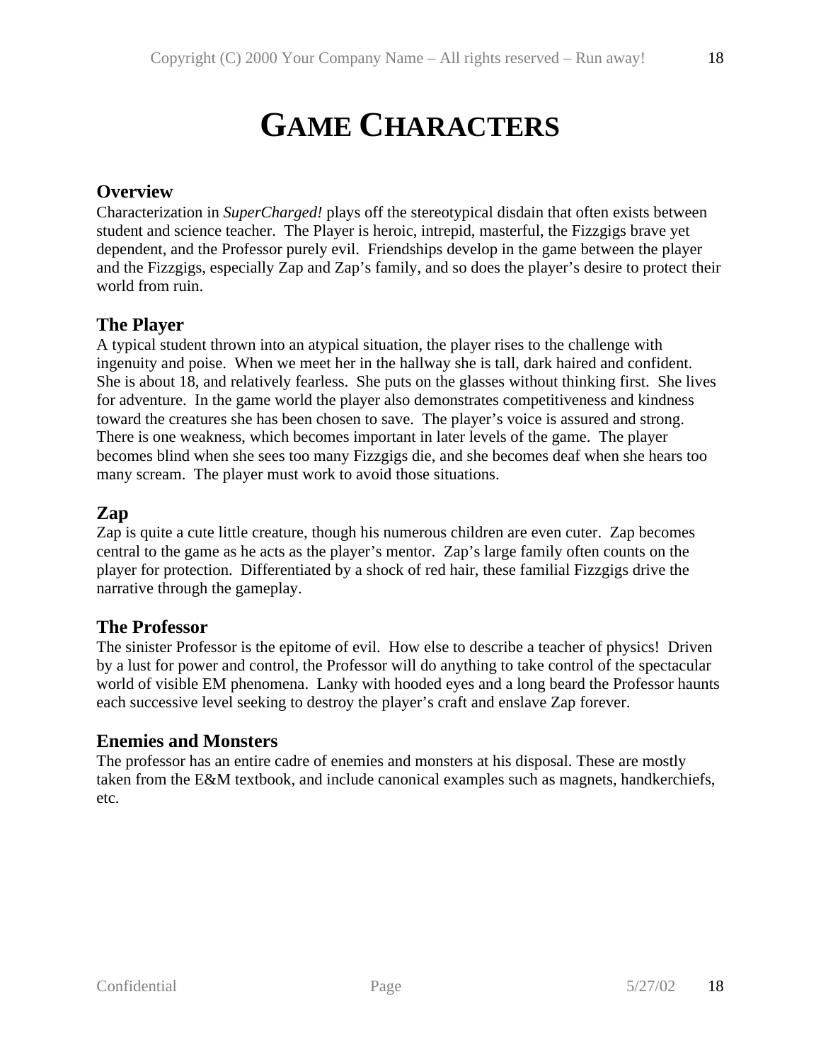# GAME CHARACTERS

## Overview

Characterization in *SuperCharged!* plays off the stereotypical disdain that often exists between student and science teacher. The Player is heroic, intrepid, masterful, the Fizzgigs brave yet dependent, and the Professor purely evil. Friendships develop in the game between the player and the Fizzgigs, especially Zap and Zap's family, and so does the player's desire to protect their world from ruin.

## The Player

A typical student thrown into an atypical situation, the player rises to the challenge with ingenuity and poise. When we meet her in the hallway she is tall, dark haired and confident. She is about 18, and relatively fearless. She puts on the glasses without thinking first. She lives for adventure. In the game world the player also demonstrates competitiveness and kindness toward the creatures she has been chosen to save. The player's voice is assured and strong. There is one weakness, which becomes important in later levels of the game. The player becomes blind when she sees too many Fizzgigs die, and she becomes deaf when she hears too many scream. The player must work to avoid those situations.

## Zap

Zap is quite a cute little creature, though his numerous children are even cuter. Zap becomes central to the game as he acts as the player's mentor. Zap's large family often counts on the player for protection. Differentiated by a shock of red hair, these familial Fizzgigs drive the narrative through the gameplay.

## The Professor

The sinister Professor is the epitome of evil. How else to describe a teacher of physics! Driven by a lust for power and control, the Professor will do anything to take control of the spectacular world of visible EM phenomena. Lanky with hooded eyes and a long beard the Professor haunts each successive level seeking to destroy the player's craft and enslave Zap forever.

## Enemies and Monsters

The professor has an entire cadre of enemies and monsters at his disposal. These are mostly taken from the E&M textbook, and include canonical examples such as magnets, handkerchiefs, etc.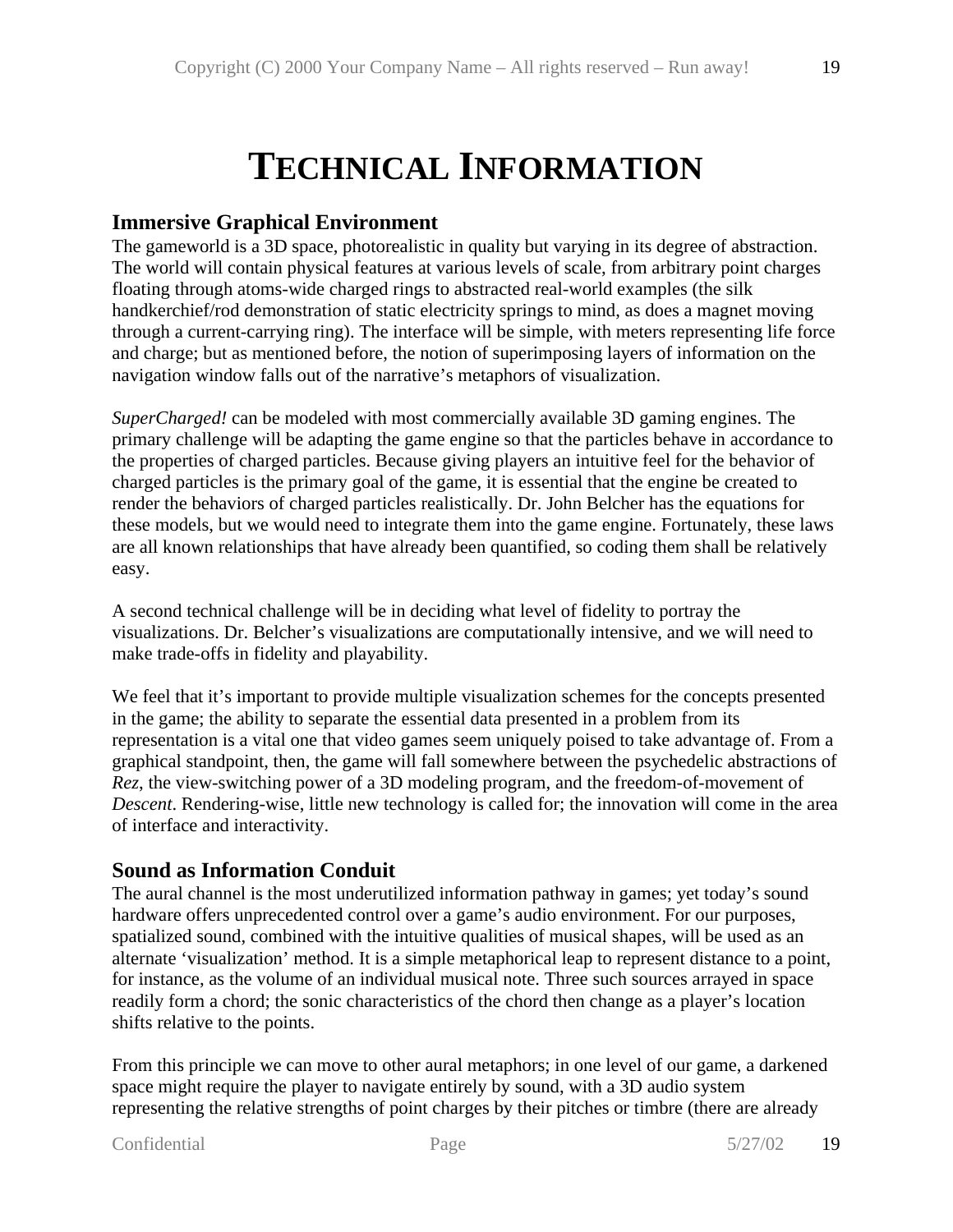# Technical Information

## Immersive Graphical Environment

The gameworld is a 3D space, photorealistic in quality but varying in its degree of abstraction. The world will contain physical features at various levels of scale, from arbitrary point charges floating through atoms-wide charged rings to abstracted real-world examples (the silk handkerchief/rod demonstration of static electricity springs to mind, as does a magnet moving through a current-carrying ring). The interface will be simple, with meters representing life force and charge; but as mentioned before, the notion of superimposing layers of information on the navigation window falls out of the narrative's metaphors of visualization.

*SuperCharged!* can be modeled with most commercially available 3D gaming engines. The primary challenge will be adapting the game engine so that the particles behave in accordance to the properties of charged particles. Because giving players an intuitive feel for the behavior of charged particles is the primary goal of the game, it is essential that the engine be created to render the behaviors of charged particles realistically. Dr. John Belcher has the equations for these models, but we would need to integrate them into the game engine. Fortunately, these laws are all known relationships that have already been quantified, so coding them shall be relatively easy.

A second technical challenge will be in deciding what level of fidelity to portray the visualizations. Dr. Belcher's visualizations are computationally intensive, and we will need to make trade-offs in fidelity and playability.

We feel that it's important to provide multiple visualization schemes for the concepts presented in the game; the ability to separate the essential data presented in a problem from its representation is a vital one that video games seem uniquely poised to take advantage of. From a graphical standpoint, then, the game will fall somewhere between the psychedelic abstractions of *Rez*, the view-switching power of a 3D modeling program, and the freedom-of-movement of *Descent*. Rendering-wise, little new technology is called for; the innovation will come in the area of interface and interactivity.

## Sound as Information Conduit

The aural channel is the most underutilized information pathway in games; yet today's sound hardware offers unprecedented control over a game's audio environment. For our purposes, spatialized sound, combined with the intuitive qualities of musical shapes, will be used as an alternate 'visualization' method. It is a simple metaphorical leap to represent distance to a point, for instance, as the volume of an individual musical note. Three such sources arrayed in space readily form a chord; the sonic characteristics of the chord then change as a player's location shifts relative to the points.

From this principle we can move to other aural metaphors; in one level of our game, a darkened space might require the player to navigate entirely by sound, with a 3D audio system representing the relative strengths of point charges by their pitches or timbre (there are already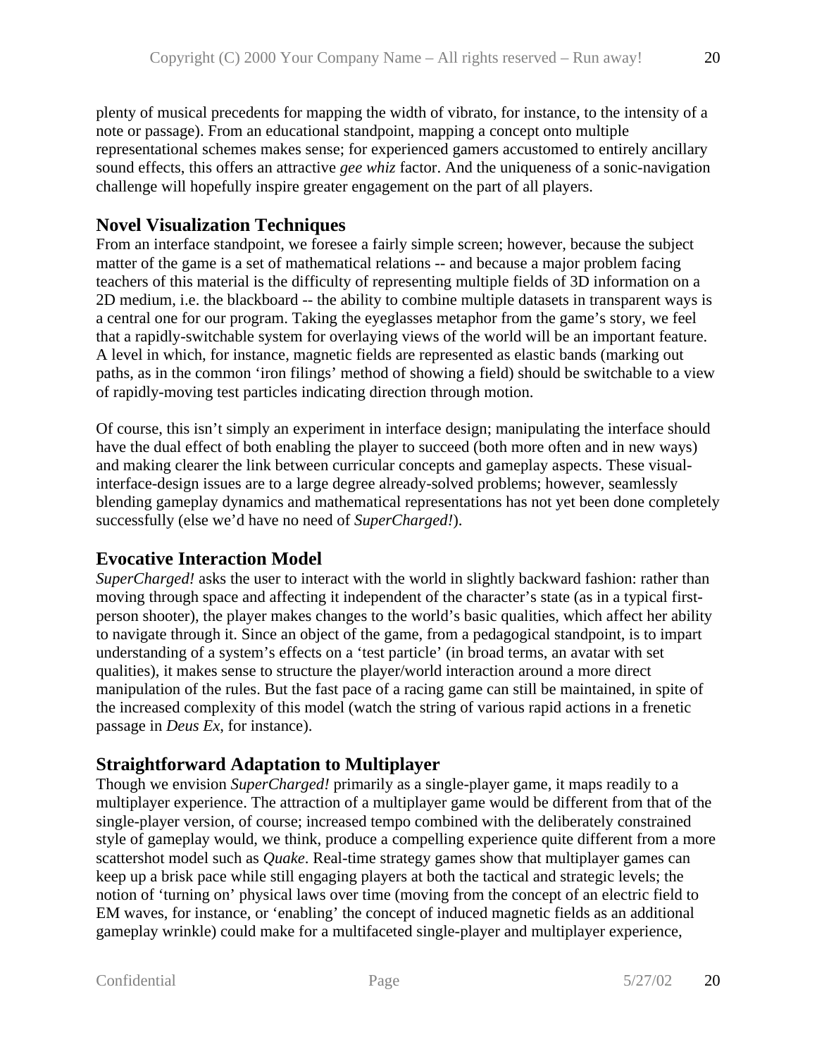plenty of musical precedents for mapping the width of vibrato, for instance, to the intensity of a note or passage). From an educational standpoint, mapping a concept onto multiple representational schemes makes sense; for experienced gamers accustomed to entirely ancillary sound effects, this offers an attractive *gee whiz* factor. And the uniqueness of a sonic-navigation challenge will hopefully inspire greater engagement on the part of all players.

## Novel Visualization Techniques

From an interface standpoint, we foresee a fairly simple screen; however, because the subject matter of the game is a set of mathematical relations -- and because a major problem facing teachers of this material is the difficulty of representing multiple fields of 3D information on a 2D medium, i.e. the blackboard -- the ability to combine multiple datasets in transparent ways is a central one for our program. Taking the eyeglasses metaphor from the game's story, we feel that a rapidly-switchable system for overlaying views of the world will be an important feature. A level in which, for instance, magnetic fields are represented as elastic bands (marking out paths, as in the common 'iron filings' method of showing a field) should be switchable to a view of rapidly-moving test particles indicating direction through motion.

Of course, this isn't simply an experiment in interface design; manipulating the interface should have the dual effect of both enabling the player to succeed (both more often and in new ways) and making clearer the link between curricular concepts and gameplay aspects. These visual-interface-design issues are to a large degree already-solved problems; however, seamlessly blending gameplay dynamics and mathematical representations has not yet been done completely successfully (else we'd have no need of *SuperCharged!*).

## Evocative Interaction Model

*SuperCharged!* asks the user to interact with the world in slightly backward fashion: rather than moving through space and affecting it independent of the character's state (as in a typical first-person shooter), the player makes changes to the world's basic qualities, which affect her ability to navigate through it. Since an object of the game, from a pedagogical standpoint, is to impart understanding of a system's effects on a 'test particle' (in broad terms, an avatar with set qualities), it makes sense to structure the player/world interaction around a more direct manipulation of the rules. But the fast pace of a racing game can still be maintained, in spite of the increased complexity of this model (watch the string of various rapid actions in a frenetic passage in *Deus Ex*, for instance).

## Straightforward Adaptation to Multiplayer

Though we envision *SuperCharged!* primarily as a single-player game, it maps readily to a multiplayer experience. The attraction of a multiplayer game would be different from that of the single-player version, of course; increased tempo combined with the deliberately constrained style of gameplay would, we think, produce a compelling experience quite different from a more scattershot model such as *Quake*. Real-time strategy games show that multiplayer games can keep up a brisk pace while still engaging players at both the tactical and strategic levels; the notion of 'turning on' physical laws over time (moving from the concept of an electric field to EM waves, for instance, or 'enabling' the concept of induced magnetic fields as an additional gameplay wrinkle) could make for a multifaceted single-player and multiplayer experience,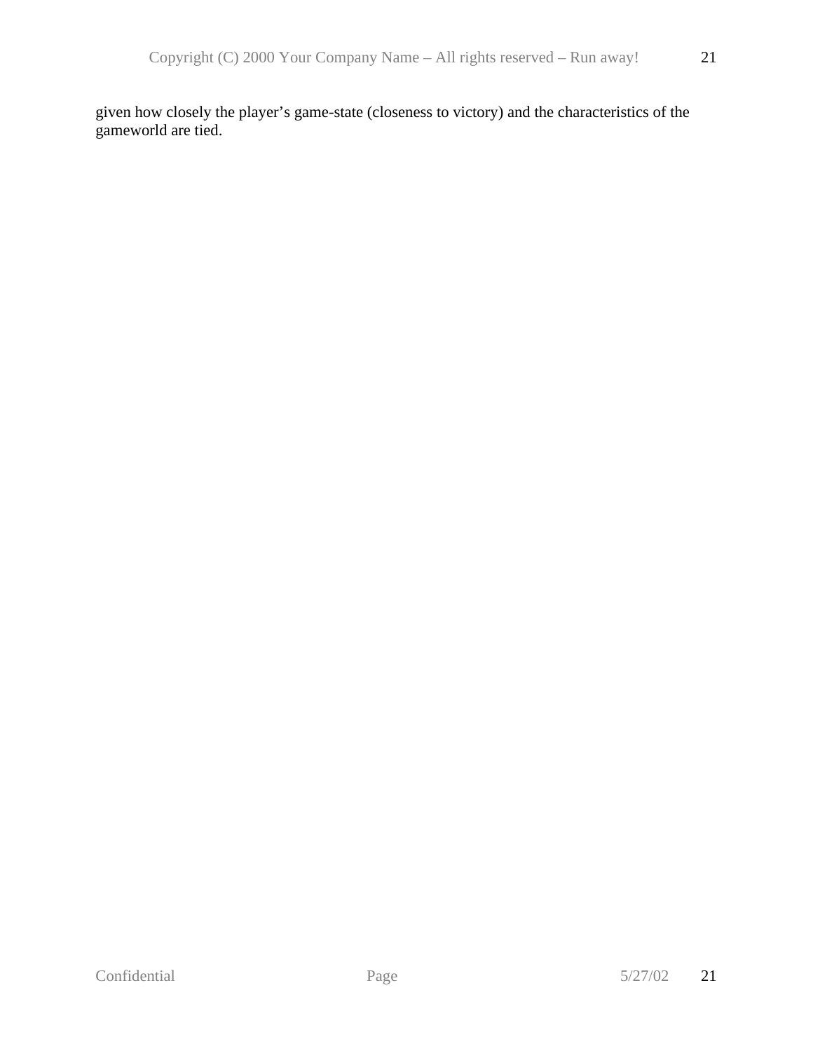given how closely the player's game-state (closeness to victory) and the characteristics of the gameworld are tied.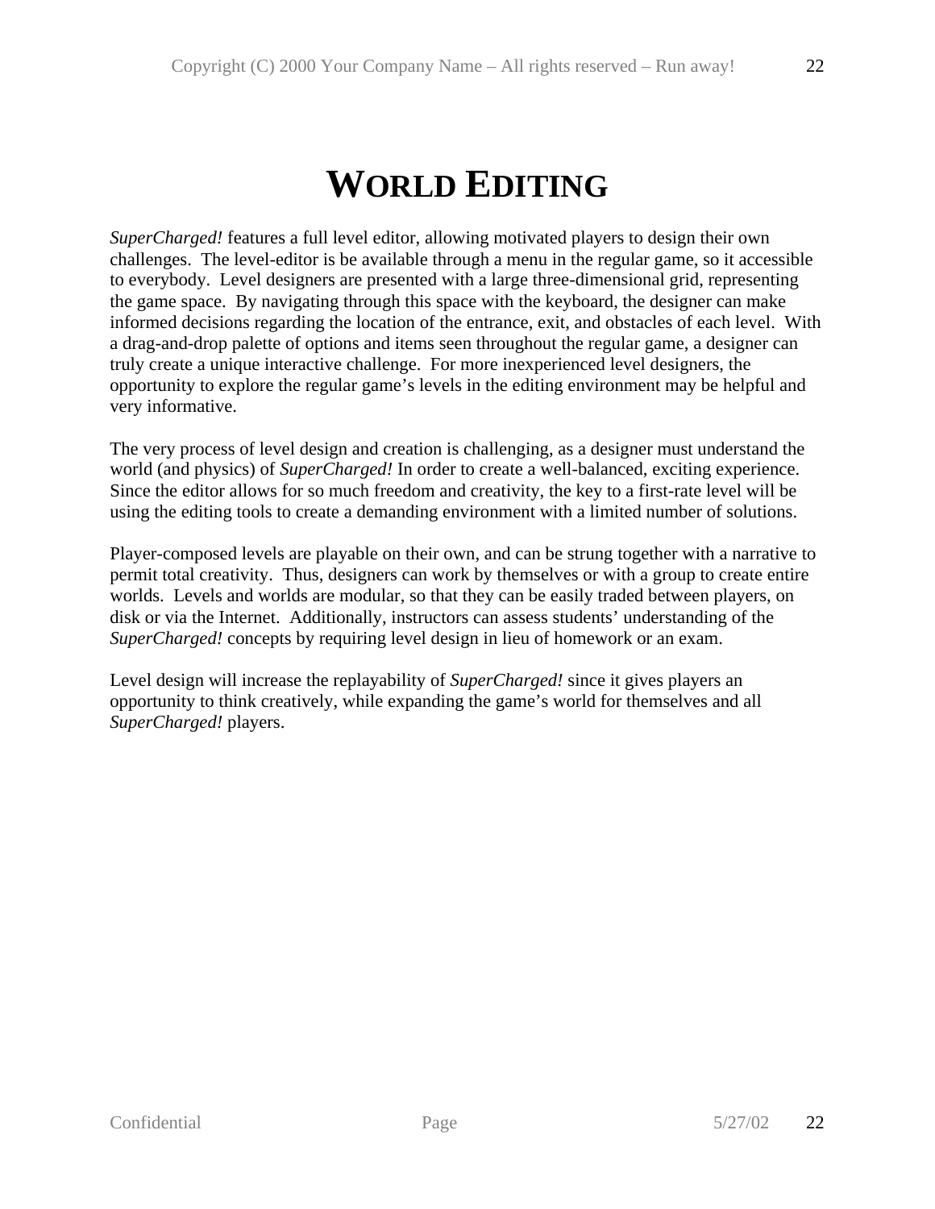# WORLD EDITING

*SuperCharged!* features a full level editor, allowing motivated players to design their own challenges. The level-editor is be available through a menu in the regular game, so it accessible to everybody. Level designers are presented with a large three-dimensional grid, representing the game space. By navigating through this space with the keyboard, the designer can make informed decisions regarding the location of the entrance, exit, and obstacles of each level. With a drag-and-drop palette of options and items seen throughout the regular game, a designer can truly create a unique interactive challenge. For more inexperienced level designers, the opportunity to explore the regular game's levels in the editing environment may be helpful and very informative.

The very process of level design and creation is challenging, as a designer must understand the world (and physics) of *SuperCharged!* In order to create a well-balanced, exciting experience. Since the editor allows for so much freedom and creativity, the key to a first-rate level will be using the editing tools to create a demanding environment with a limited number of solutions.

Player-composed levels are playable on their own, and can be strung together with a narrative to permit total creativity. Thus, designers can work by themselves or with a group to create entire worlds. Levels and worlds are modular, so that they can be easily traded between players, on disk or via the Internet. Additionally, instructors can assess students' understanding of the *SuperCharged!* concepts by requiring level design in lieu of homework or an exam.

Level design will increase the replayability of *SuperCharged!* since it gives players an opportunity to think creatively, while expanding the game's world for themselves and all *SuperCharged!* players.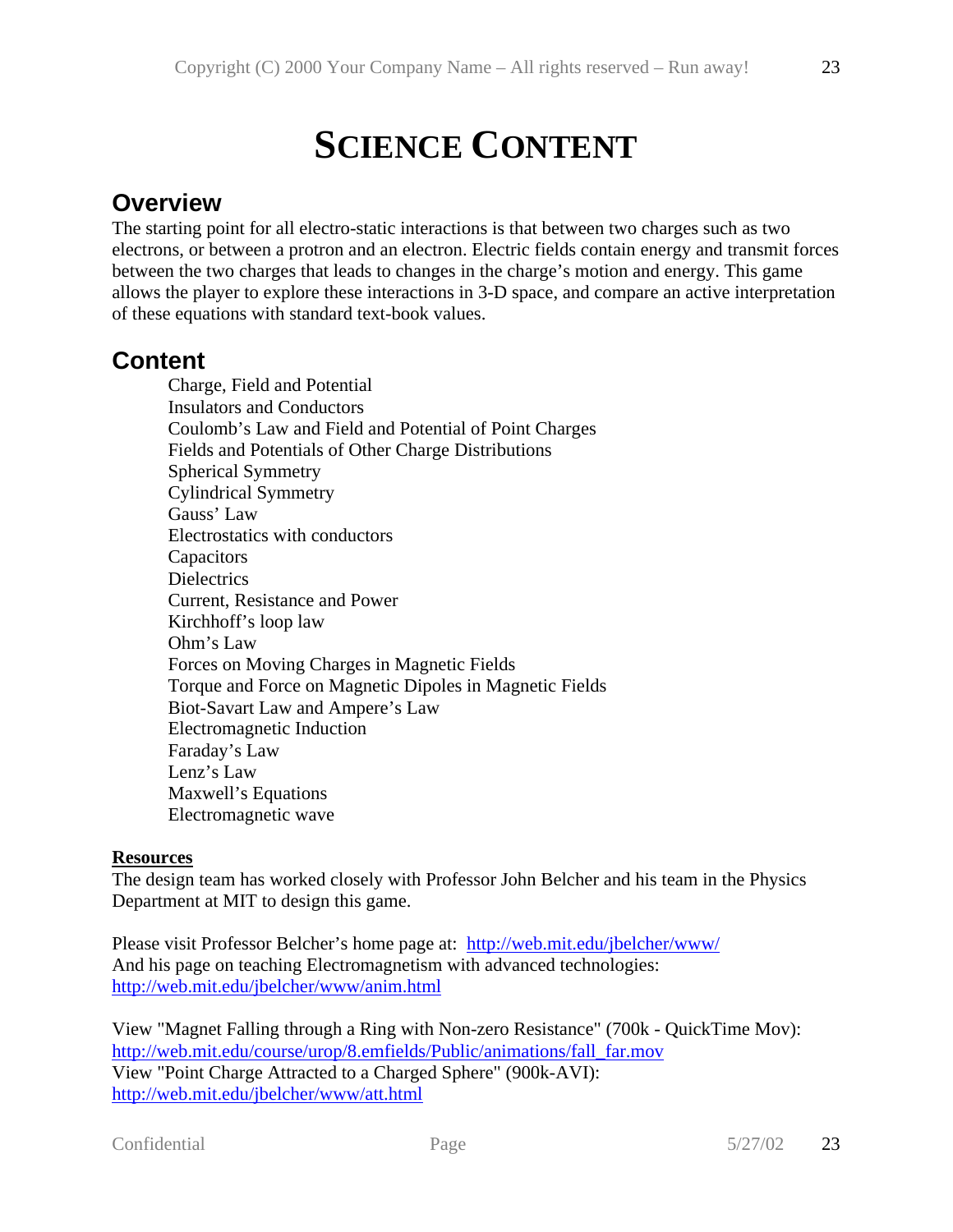# SCIENCE CONTENT

## Overview

The starting point for all electro-static interactions is that between two charges such as two electrons, or between a protron and an electron. Electric fields contain energy and transmit forces between the two charges that leads to changes in the charge's motion and energy. This game allows the player to explore these interactions in 3-D space, and compare an active interpretation of these equations with standard text-book values.

## Content

Charge, Field and Potential
Insulators and Conductors
Coulomb's Law and Field and Potential of Point Charges
Fields and Potentials of Other Charge Distributions
Spherical Symmetry
Cylindrical Symmetry
Gauss' Law
Electrostatics with conductors
Capacitors
Dielectrics
Current, Resistance and Power
Kirchhoff's loop law
Ohm's Law
Forces on Moving Charges in Magnetic Fields
Torque and Force on Magnetic Dipoles in Magnetic Fields
Biot-Savart Law and Ampere's Law
Electromagnetic Induction
Faraday's Law
Lenz's Law
Maxwell's Equations
Electromagnetic wave

**Resources**

The design team has worked closely with Professor John Belcher and his team in the Physics Department at MIT to design this game.

Please visit Professor Belcher's home page at: http://web.mit.edu/jbelcher/www/
And his page on teaching Electromagnetism with advanced technologies:
http://web.mit.edu/jbelcher/www/anim.html

View "Magnet Falling through a Ring with Non-zero Resistance" (700k - QuickTime Mov):
http://web.mit.edu/course/urop/8.emfields/Public/animations/fall_far.mov
View "Point Charge Attracted to a Charged Sphere" (900k-AVI):
http://web.mit.edu/jbelcher/www/att.html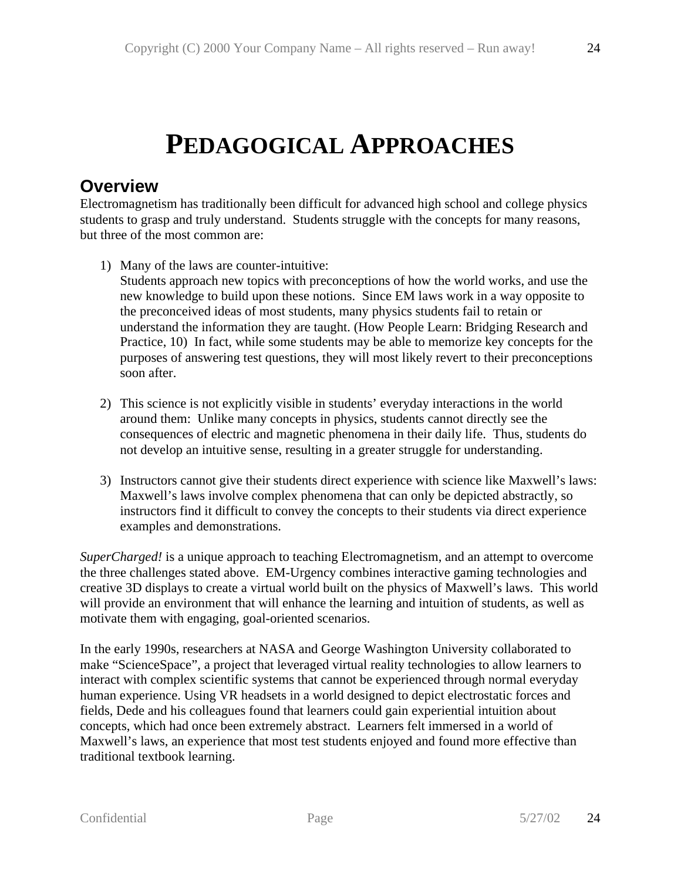# PEDAGOGICAL APPROACHES

## Overview

Electromagnetism has traditionally been difficult for advanced high school and college physics students to grasp and truly understand. Students struggle with the concepts for many reasons, but three of the most common are:

1) Many of the laws are counter-intuitive:
   Students approach new topics with preconceptions of how the world works, and use the new knowledge to build upon these notions. Since EM laws work in a way opposite to the preconceived ideas of most students, many physics students fail to retain or understand the information they are taught. (How People Learn: Bridging Research and Practice, 10) In fact, while some students may be able to memorize key concepts for the purposes of answering test questions, they will most likely revert to their preconceptions soon after.

2) This science is not explicitly visible in students' everyday interactions in the world around them: Unlike many concepts in physics, students cannot directly see the consequences of electric and magnetic phenomena in their daily life. Thus, students do not develop an intuitive sense, resulting in a greater struggle for understanding.

3) Instructors cannot give their students direct experience with science like Maxwell's laws: Maxwell's laws involve complex phenomena that can only be depicted abstractly, so instructors find it difficult to convey the concepts to their students via direct experience examples and demonstrations.

*SuperCharged!* is a unique approach to teaching Electromagnetism, and an attempt to overcome the three challenges stated above. EM-Urgency combines interactive gaming technologies and creative 3D displays to create a virtual world built on the physics of Maxwell's laws. This world will provide an environment that will enhance the learning and intuition of students, as well as motivate them with engaging, goal-oriented scenarios.

In the early 1990s, researchers at NASA and George Washington University collaborated to make "ScienceSpace", a project that leveraged virtual reality technologies to allow learners to interact with complex scientific systems that cannot be experienced through normal everyday human experience. Using VR headsets in a world designed to depict electrostatic forces and fields, Dede and his colleagues found that learners could gain experiential intuition about concepts, which had once been extremely abstract. Learners felt immersed in a world of Maxwell's laws, an experience that most test students enjoyed and found more effective than traditional textbook learning.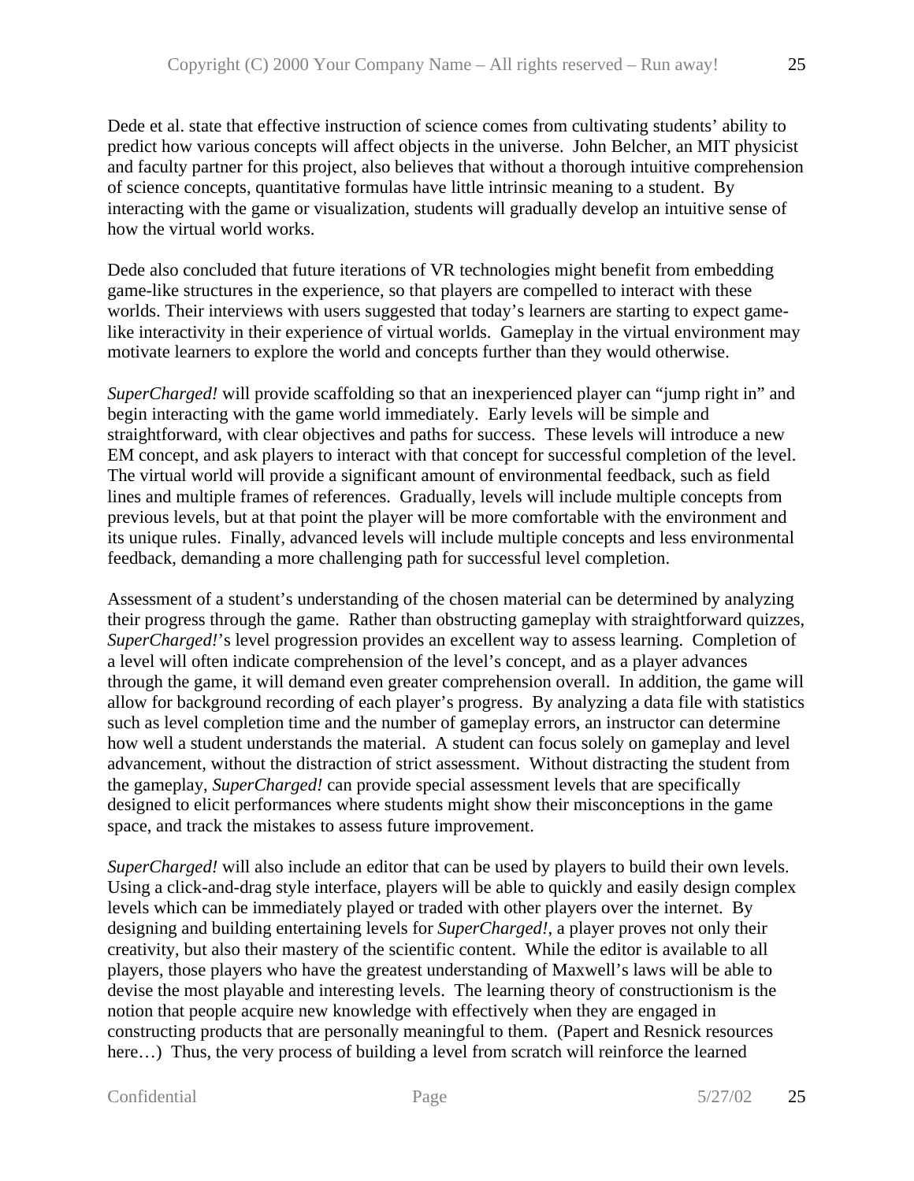Dede et al. state that effective instruction of science comes from cultivating students' ability to predict how various concepts will affect objects in the universe. John Belcher, an MIT physicist and faculty partner for this project, also believes that without a thorough intuitive comprehension of science concepts, quantitative formulas have little intrinsic meaning to a student. By interacting with the game or visualization, students will gradually develop an intuitive sense of how the virtual world works.

Dede also concluded that future iterations of VR technologies might benefit from embedding game-like structures in the experience, so that players are compelled to interact with these worlds. Their interviews with users suggested that today's learners are starting to expect game-like interactivity in their experience of virtual worlds. Gameplay in the virtual environment may motivate learners to explore the world and concepts further than they would otherwise.

*SuperCharged!* will provide scaffolding so that an inexperienced player can "jump right in" and begin interacting with the game world immediately. Early levels will be simple and straightforward, with clear objectives and paths for success. These levels will introduce a new EM concept, and ask players to interact with that concept for successful completion of the level. The virtual world will provide a significant amount of environmental feedback, such as field lines and multiple frames of references. Gradually, levels will include multiple concepts from previous levels, but at that point the player will be more comfortable with the environment and its unique rules. Finally, advanced levels will include multiple concepts and less environmental feedback, demanding a more challenging path for successful level completion.

Assessment of a student's understanding of the chosen material can be determined by analyzing their progress through the game. Rather than obstructing gameplay with straightforward quizzes, *SuperCharged!*'s level progression provides an excellent way to assess learning. Completion of a level will often indicate comprehension of the level's concept, and as a player advances through the game, it will demand even greater comprehension overall. In addition, the game will allow for background recording of each player's progress. By analyzing a data file with statistics such as level completion time and the number of gameplay errors, an instructor can determine how well a student understands the material. A student can focus solely on gameplay and level advancement, without the distraction of strict assessment. Without distracting the student from the gameplay, *SuperCharged!* can provide special assessment levels that are specifically designed to elicit performances where students might show their misconceptions in the game space, and track the mistakes to assess future improvement.

*SuperCharged!* will also include an editor that can be used by players to build their own levels. Using a click-and-drag style interface, players will be able to quickly and easily design complex levels which can be immediately played or traded with other players over the internet. By designing and building entertaining levels for *SuperCharged!*, a player proves not only their creativity, but also their mastery of the scientific content. While the editor is available to all players, those players who have the greatest understanding of Maxwell's laws will be able to devise the most playable and interesting levels. The learning theory of constructionism is the notion that people acquire new knowledge with effectively when they are engaged in constructing products that are personally meaningful to them. (Papert and Resnick resources here…) Thus, the very process of building a level from scratch will reinforce the learned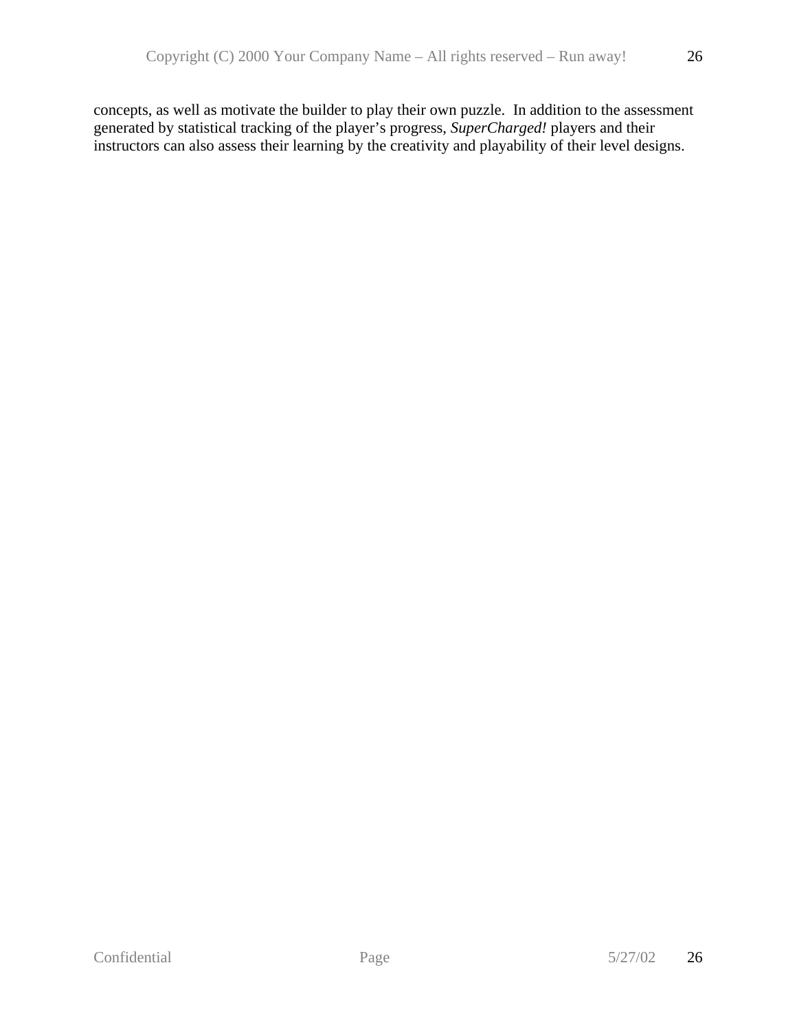concepts, as well as motivate the builder to play their own puzzle. In addition to the assessment generated by statistical tracking of the player's progress, *SuperCharged!* players and their instructors can also assess their learning by the creativity and playability of their level designs.